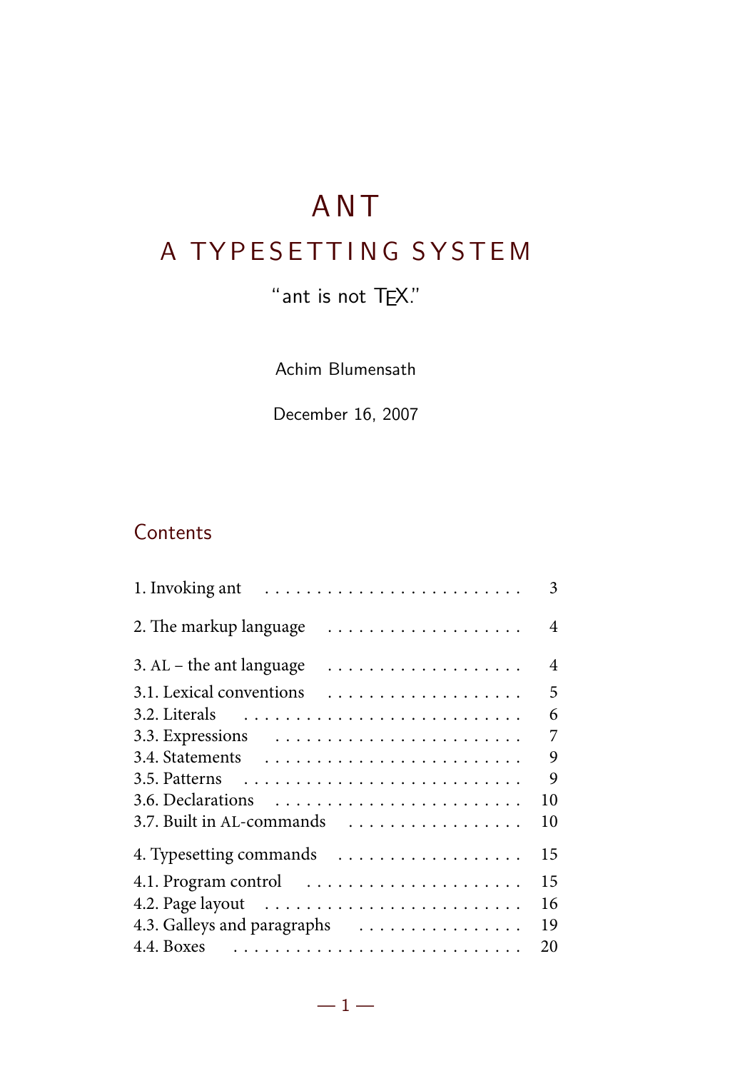# ANT

## A TYPESETTING SYSTEM

"ant is not TEX."

Achim Blumensath

December 16, 2007

## Contents

1. Invoking ant . . . . . . . . . . . . . . . . . . . . . . . . . 3

2. The markup language . . . . . . . . . . . . . . . . . . . . 4

3. AL – the ant language . . . . . . . . . . . . . . . . . . . . 4

3.1. Lexical conventions . . . . . . . . . . . . . . . . . . . . 5
3.2. Literals . . . . . . . . . . . . . . . . . . . . . . . . . . . 6
3.3. Expressions . . . . . . . . . . . . . . . . . . . . . . . . 7
3.4. Statements . . . . . . . . . . . . . . . . . . . . . . . . . 9
3.5. Patterns . . . . . . . . . . . . . . . . . . . . . . . . . . 9
3.6. Declarations . . . . . . . . . . . . . . . . . . . . . . . 10
3.7. Built in AL-commands . . . . . . . . . . . . . . . . . 10

4. Typesetting commands . . . . . . . . . . . . . . . . . . . 15

4.1. Program control . . . . . . . . . . . . . . . . . . . . . 15
4.2. Page layout . . . . . . . . . . . . . . . . . . . . . . . . 16
4.3. Galleys and paragraphs . . . . . . . . . . . . . . . . 19
4.4. Boxes . . . . . . . . . . . . . . . . . . . . . . . . . . . 20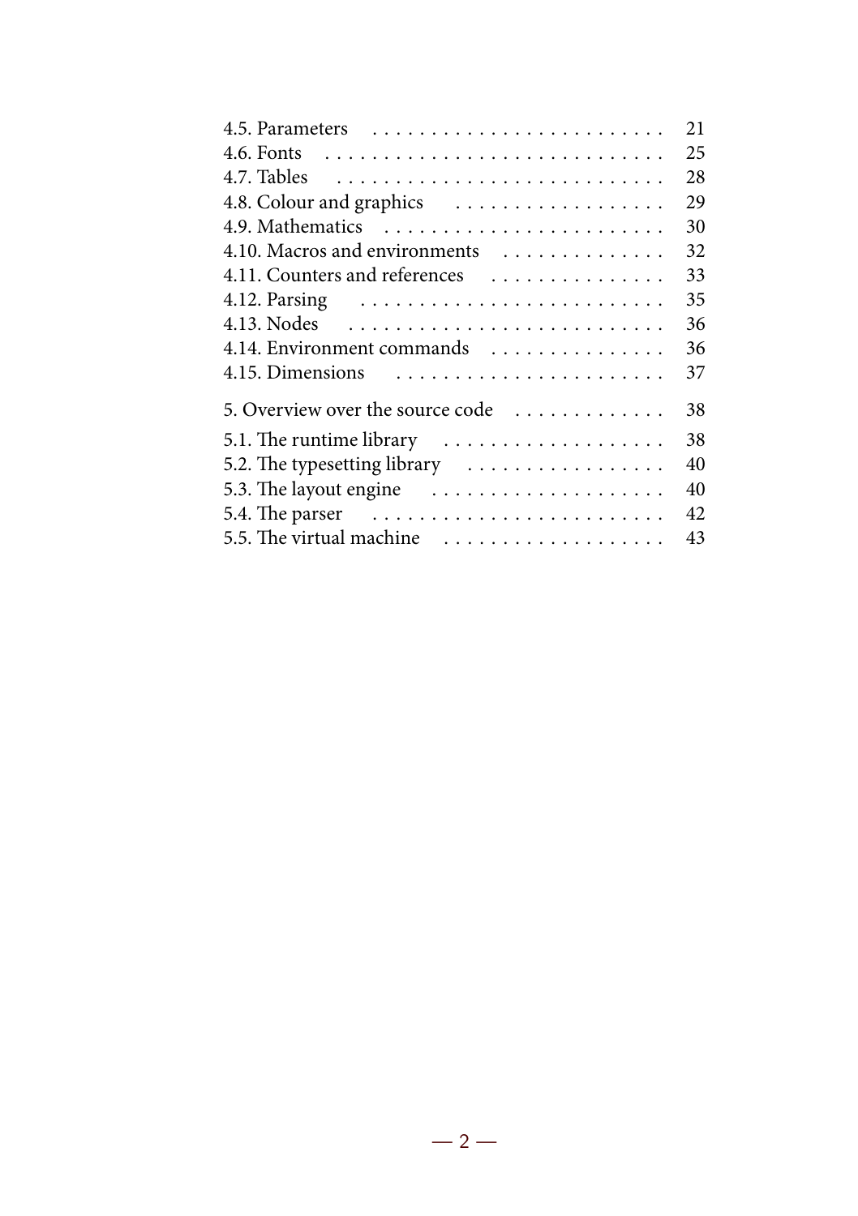| | |
|---|---|
| 4.5. Parameters | 21 |
| 4.6. Fonts | 25 |
| 4.7. Tables | 28 |
| 4.8. Colour and graphics | 29 |
| 4.9. Mathematics | 30 |
| 4.10. Macros and environments | 32 |
| 4.11. Counters and references | 33 |
| 4.12. Parsing | 35 |
| 4.13. Nodes | 36 |
| 4.14. Environment commands | 36 |
| 4.15. Dimensions | 37 |
| 5. Overview over the source code | 38 |
| 5.1. The runtime library | 38 |
| 5.2. The typesetting library | 40 |
| 5.3. The layout engine | 40 |
| 5.4. The parser | 42 |
| 5.5. The virtual machine | 43 |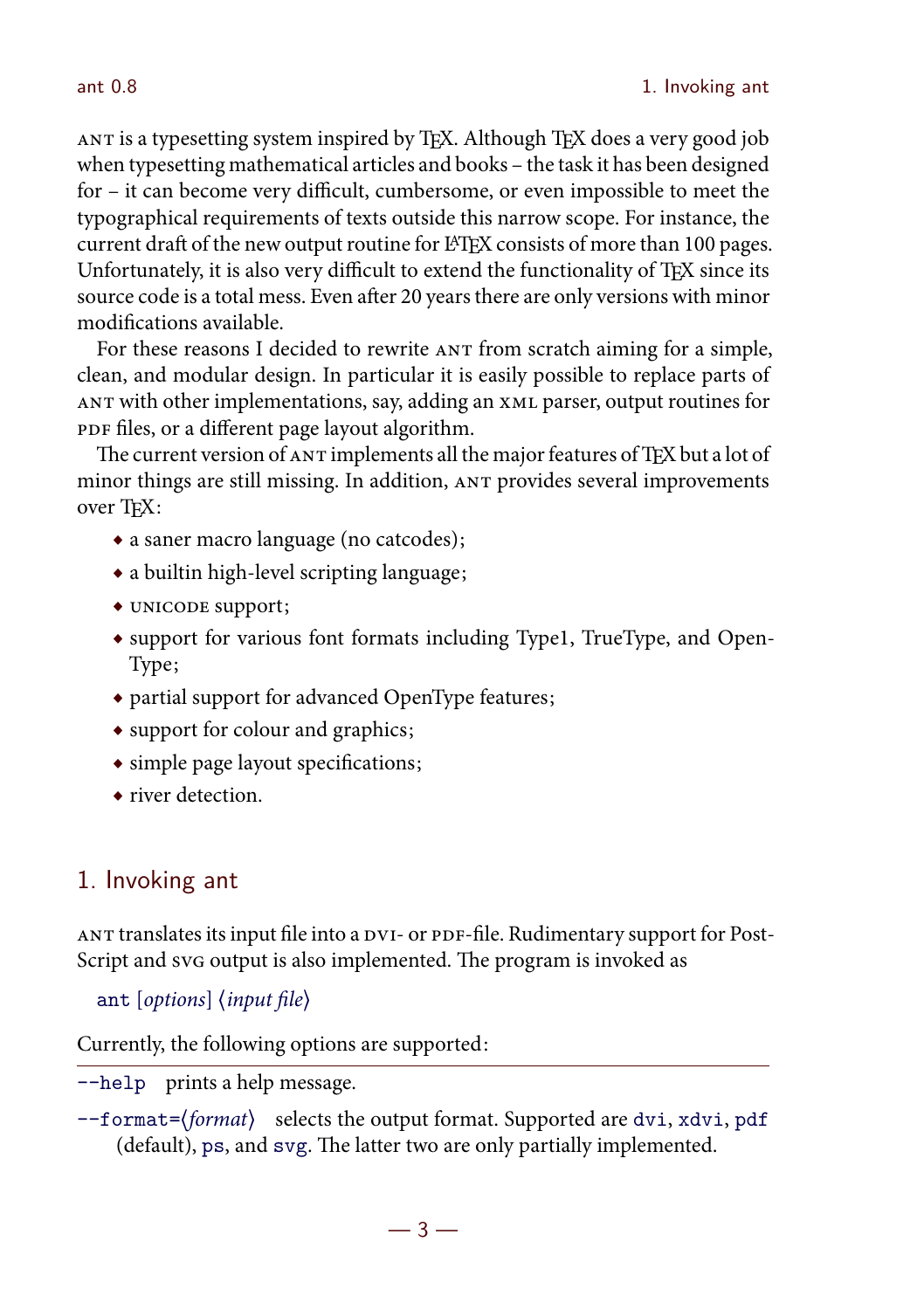ANT is a typesetting system inspired by TeX. Although TeX does a very good job when typesetting mathematical articles and books – the task it has been designed for – it can become very difficult, cumbersome, or even impossible to meet the typographical requirements of texts outside this narrow scope. For instance, the current draft of the new output routine for LaTeX consists of more than 100 pages. Unfortunately, it is also very difficult to extend the functionality of TeX since its source code is a total mess. Even after 20 years there are only versions with minor modifications available.

For these reasons I decided to rewrite ANT from scratch aiming for a simple, clean, and modular design. In particular it is easily possible to replace parts of ANT with other implementations, say, adding an XML parser, output routines for PDF files, or a different page layout algorithm.

The current version of ANT implements all the major features of TeX but a lot of minor things are still missing. In addition, ANT provides several improvements over TeX:

- a saner macro language (no catcodes);
- a builtin high-level scripting language;
- UNICODE support;
- support for various font formats including Type1, TrueType, and OpenType;
- partial support for advanced OpenType features;
- support for colour and graphics;
- simple page layout specifications;
- river detection.

## 1. Invoking ant

ANT translates its input file into a DVI- or PDF-file. Rudimentary support for PostScript and SVG output is also implemented. The program is invoked as

`ant` [*options*] ⟨*input file*⟩

Currently, the following options are supported:

`--help` prints a help message.

`--format=`⟨*format*⟩ selects the output format. Supported are `dvi`, `xdvi`, `pdf` (default), `ps`, and `svg`. The latter two are only partially implemented.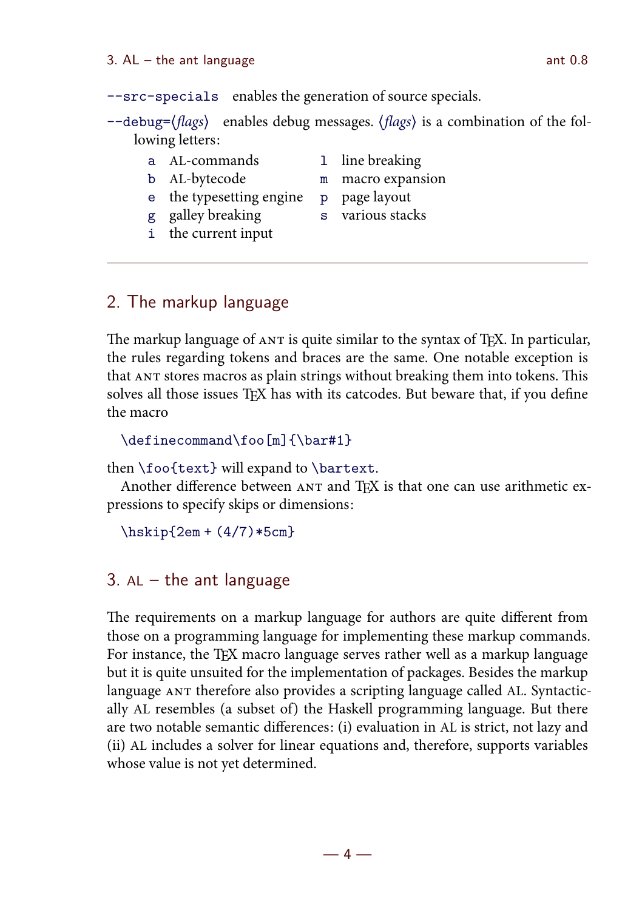`--src-specials` enables the generation of source specials.

`--debug=`⟨*flags*⟩ enables debug messages. ⟨*flags*⟩ is a combination of the following letters:

| | | | |
|---|---|---|---|
| `a` | AL-commands | `l` | line breaking |
| `b` | AL-bytecode | `m` | macro expansion |
| `e` | the typesetting engine | `p` | page layout |
| `g` | galley breaking | `s` | various stacks |
| `i` | the current input | | |

---

## 2. The markup language

The markup language of ANT is quite similar to the syntax of TeX. In particular, the rules regarding tokens and braces are the same. One notable exception is that ANT stores macros as plain strings without breaking them into tokens. This solves all those issues TeX has with its catcodes. But beware that, if you define the macro

```
\definecommand\foo[m]{\bar#1}
```

then `\foo{text}` will expand to `\bartext`.

Another difference between ANT and TeX is that one can use arithmetic expressions to specify skips or dimensions:

```
\hskip{2em + (4/7)*5cm}
```

## 3. AL – the ant language

The requirements on a markup language for authors are quite different from those on a programming language for implementing these markup commands. For instance, the TeX macro language serves rather well as a markup language but it is quite unsuited for the implementation of packages. Besides the markup language ANT therefore also provides a scripting language called AL. Syntactically AL resembles (a subset of) the Haskell programming language. But there are two notable semantic differences: (i) evaluation in AL is strict, not lazy and (ii) AL includes a solver for linear equations and, therefore, supports variables whose value is not yet determined.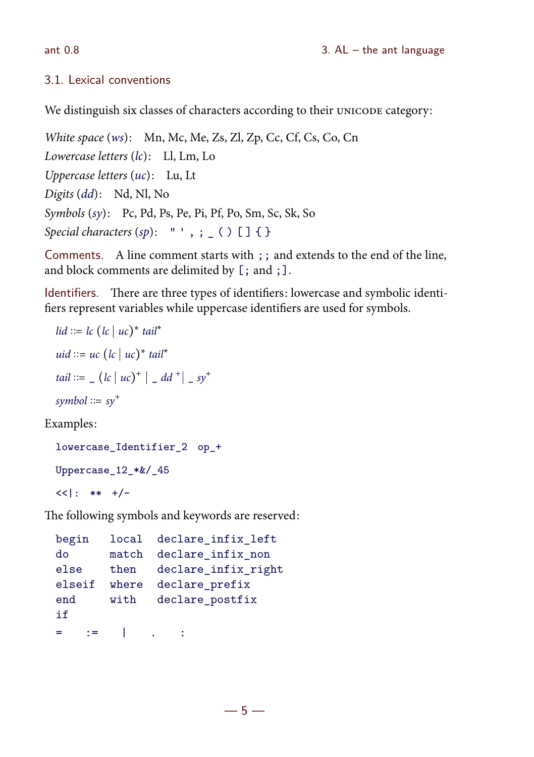## 3.1. Lexical conventions

We distinguish six classes of characters according to their UNICODE category:

*White space* (*ws*): Mn, Mc, Me, Zs, Zl, Zp, Cc, Cf, Cs, Co, Cn
*Lowercase letters* (*lc*): Ll, Lm, Lo
*Uppercase letters* (*uc*): Lu, Lt
*Digits* (*dd*): Nd, Nl, No
*Symbols* (*sy*): Pc, Pd, Ps, Pe, Pi, Pf, Po, Sm, Sc, Sk, So
*Special characters* (*sp*): `" ' , ; _ ( ) [ ] { }`

**Comments.** A line comment starts with `;;` and extends to the end of the line, and block comments are delimited by `[;` and `;]`.

**Identifiers.** There are three types of identifiers: lowercase and symbolic identifiers represent variables while uppercase identifiers are used for symbols.

$$lid ::= lc\ (lc \mid uc)^*\ tail^*$$

$$uid ::= uc\ (lc \mid uc)^*\ tail^*$$

$$tail ::= \_\ (lc \mid uc)^+ \mid \_\ dd^+ \mid \_\ sy^+$$

$$symbol ::= sy^+$$

Examples:

```
lowercase_Identifier_2  op_+
Uppercase_12_*&/_45
<<|:  **  +/-
```

The following symbols and keywords are reserved:

```
begin   local  declare_infix_left
do      match  declare_infix_non
else    then   declare_infix_right
elseif  where  declare_prefix
end     with   declare_postfix
if
=    :=    |    .    :
```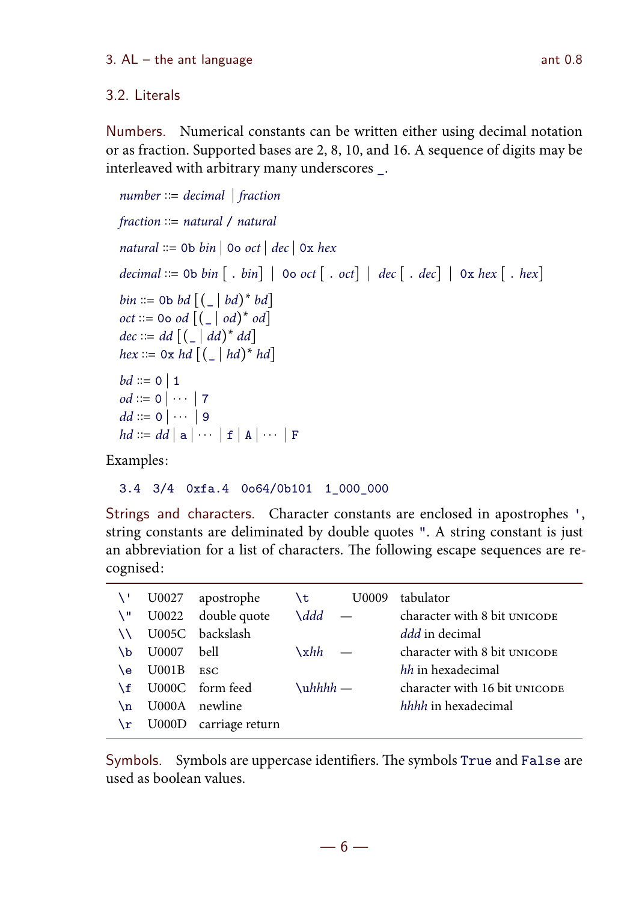## 3.2. Literals

**Numbers.** Numerical constants can be written either using decimal notation or as fraction. Supported bases are 2, 8, 10, and 16. A sequence of digits may be interleaved with arbitrary many underscores `_`.

*number* ::= *decimal* | *fraction*

*fraction* ::= *natural* / *natural*

*natural* ::= `0b` *bin* | `0o` *oct* | *dec* | `0x` *hex*

*decimal* ::= `0b` *bin* [ . *bin*] | `0o` *oct* [ . *oct*] | *dec* [ . *dec*] | `0x` *hex* [ . *hex*]

*bin* ::= `0b` *bd* [ ( `_` | *bd*)* *bd*]
*oct* ::= `0o` *od* [ ( `_` | *od*)* *od*]
*dec* ::= *dd* [ ( `_` | *dd*)* *dd*]
*hex* ::= `0x` *hd* [ ( `_` | *hd*)* *hd*]

*bd* ::= `0` | `1`
*od* ::= `0` | ··· | `7`
*dd* ::= `0` | ··· | `9`
*hd* ::= *dd* | `a` | ··· | `f` | `A` | ··· | `F`

Examples:

```
3.4  3/4  0xfa.4  0o64/0b101  1_000_000
```

**Strings and characters.** Character constants are enclosed in apostrophes `'`, string constants are deliminated by double quotes `"`. A string constant is just an abbreviation for a list of characters. The following escape sequences are recognised:

| | | | | | |
|---|---|---|---|---|---|
| `\'` | U0027 | apostrophe | `\t` | U0009 | tabulator |
| `\"` | U0022 | double quote | `\`*ddd* | — | character with 8 bit UNICODE *ddd* in decimal |
| `\\` | U005C | backslash | | | |
| `\b` | U0007 | bell | `\x`*hh* | — | character with 8 bit UNICODE *hh* in hexadecimal |
| `\e` | U001B | ESC | | | |
| `\f` | U000C | form feed | `\u`*hhhh* | — | character with 16 bit UNICODE *hhhh* in hexadecimal |
| `\n` | U000A | newline | | | |
| `\r` | U000D | carriage return | | | |

**Symbols.** Symbols are uppercase identifiers. The symbols `True` and `False` are used as boolean values.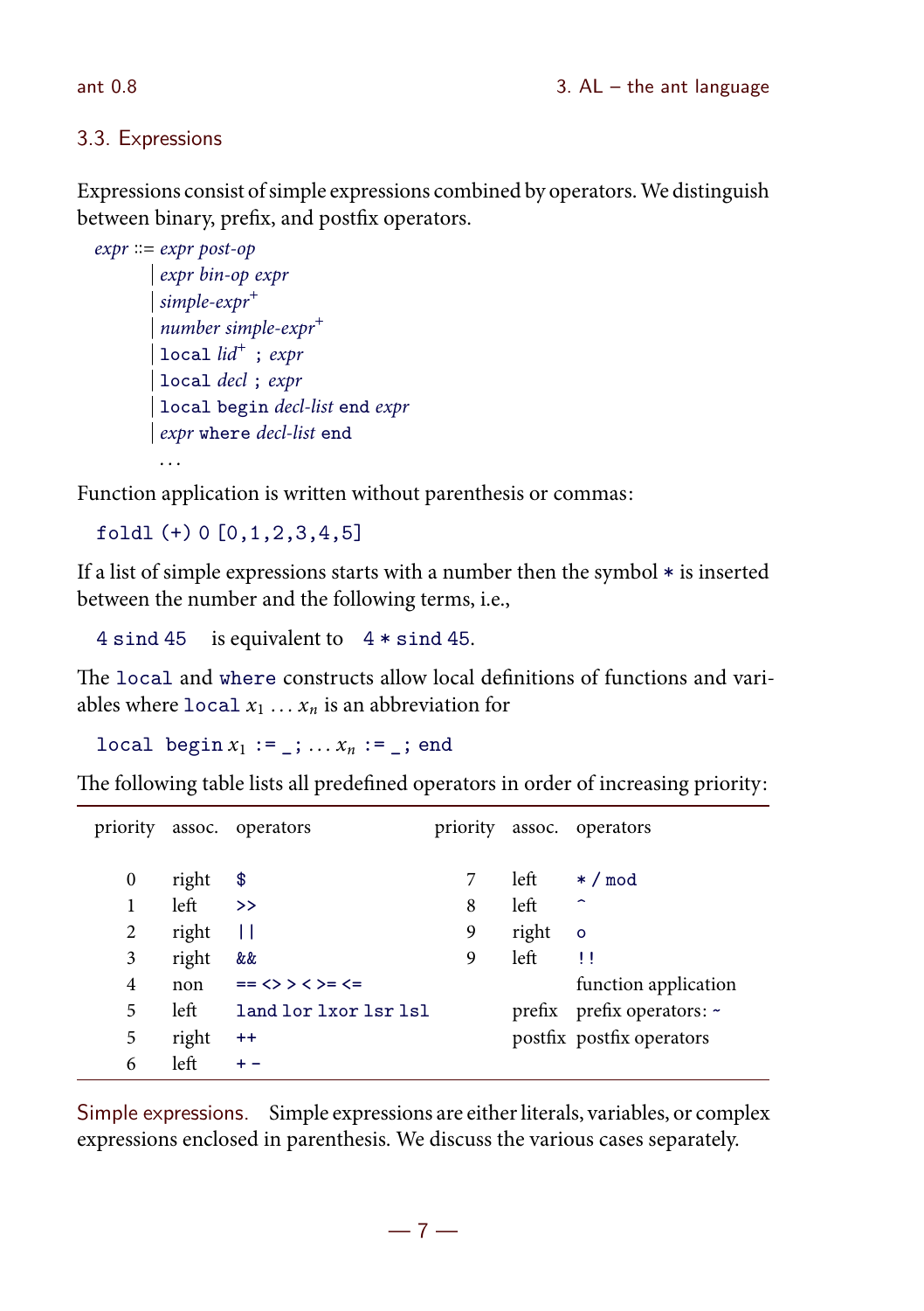## 3.3. Expressions

Expressions consist of simple expressions combined by operators. We distinguish between binary, prefix, and postfix operators.

*expr* ::= *expr post-op*
&nbsp;&nbsp;&nbsp;&nbsp;| *expr bin-op expr*
&nbsp;&nbsp;&nbsp;&nbsp;| *simple-expr*$^+$
&nbsp;&nbsp;&nbsp;&nbsp;| *number simple-expr*$^+$
&nbsp;&nbsp;&nbsp;&nbsp;| `local` *lid*$^+$ `;` *expr*
&nbsp;&nbsp;&nbsp;&nbsp;| `local` *decl* `;` *expr*
&nbsp;&nbsp;&nbsp;&nbsp;| `local begin` *decl-list* `end` *expr*
&nbsp;&nbsp;&nbsp;&nbsp;| *expr* `where` *decl-list* `end`
&nbsp;&nbsp;&nbsp;&nbsp;...

Function application is written without parenthesis or commas:

```
foldl (+) 0 [0,1,2,3,4,5]
```

If a list of simple expressions starts with a number then the symbol `*` is inserted between the number and the following terms, i.e.,

`4 sind 45` is equivalent to `4 * sind 45`.

The `local` and `where` constructs allow local definitions of functions and variables where `local` $x_1 \dots x_n$ is an abbreviation for

`local begin` $x_1$ `:= _;` $\dots$ $x_n$ `:= _; end`

The following table lists all predefined operators in order of increasing priority:

| priority | assoc. | operators | priority | assoc. | operators |
|---|---|---|---|---|---|
| 0 | right | `$` | 7 | left | `* / mod` |
| 1 | left | `>>` | 8 | left | `^` |
| 2 | right | `\|\|` | 9 | right | `o` |
| 3 | right | `&&` | 9 | left | `!!` |
| 4 | non | `== <> > < >= <=` | | | function application |
| 5 | left | `land lor lxor lsr lsl` | | prefix | prefix operators: `~` |
| 5 | right | `++` | | postfix | postfix operators |
| 6 | left | `+ -` | | | |

**Simple expressions.** Simple expressions are either literals, variables, or complex expressions enclosed in parenthesis. We discuss the various cases separately.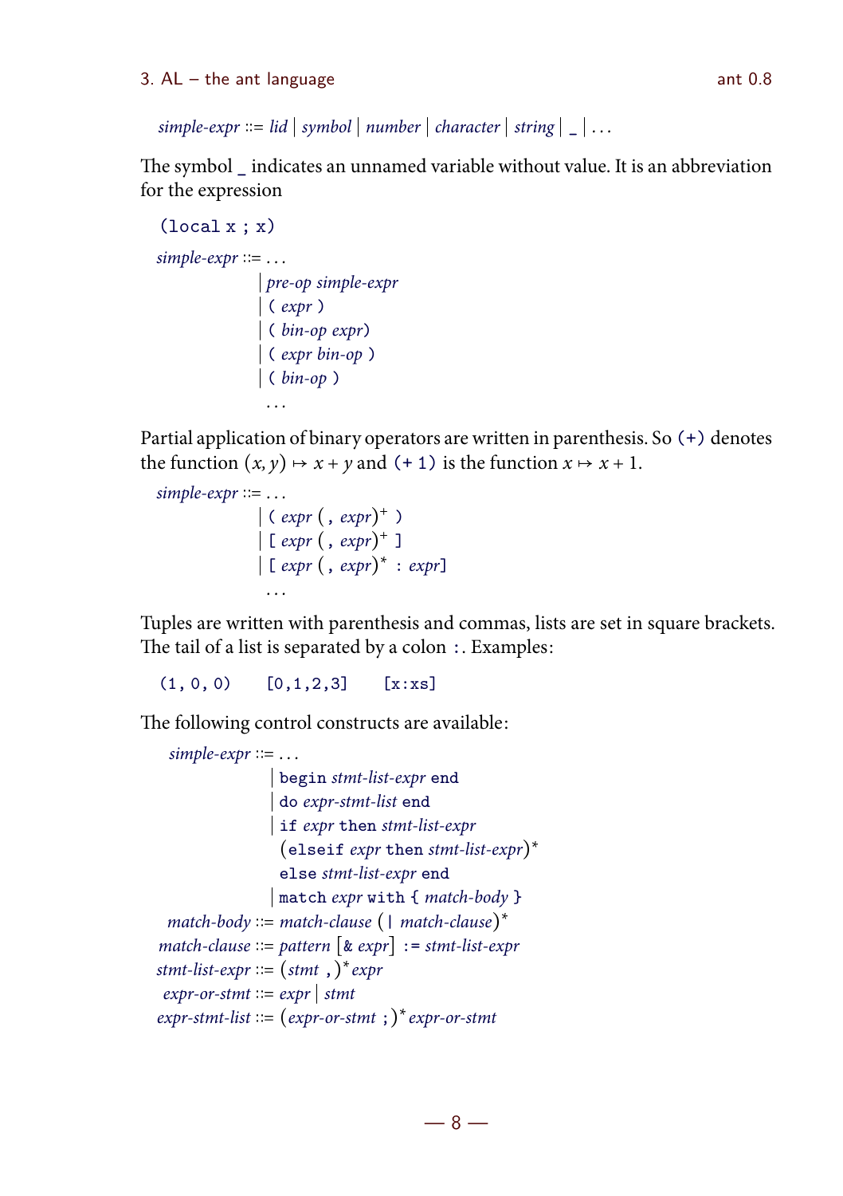*simple-expr* ::= *lid* | *symbol* | *number* | *character* | *string* | `_` | ...

The symbol _ indicates an unnamed variable without value. It is an abbreviation for the expression

```
(local x ; x)
```

```
simple-expr ::= ...
              | pre-op simple-expr
              | ( expr )
              | ( bin-op expr)
              | ( expr bin-op )
              | ( bin-op )
              ...
```

Partial application of binary operators are written in parenthesis. So `(+)` denotes the function $(x, y) \mapsto x + y$ and `(+ 1)` is the function $x \mapsto x + 1$.

```
simple-expr ::= ...
              | ( expr ( , expr)+ )
              | [ expr ( , expr)+ ]
              | [ expr ( , expr)* : expr]
              ...
```

Tuples are written with parenthesis and commas, lists are set in square brackets. The tail of a list is separated by a colon `:`. Examples:

```
(1, 0, 0)    [0,1,2,3]    [x:xs]
```

The following control constructs are available:

```
  simple-expr ::= ...
                | begin stmt-list-expr end
                | do expr-stmt-list end
                | if expr then stmt-list-expr
                  (elseif expr then stmt-list-expr)*
                  else stmt-list-expr end
                | match expr with { match-body }
   match-body ::= match-clause ( | match-clause)*
 match-clause ::= pattern [& expr] := stmt-list-expr
stmt-list-expr ::= (stmt ,)* expr
 expr-or-stmt ::= expr | stmt
expr-stmt-list ::= (expr-or-stmt ;)* expr-or-stmt
```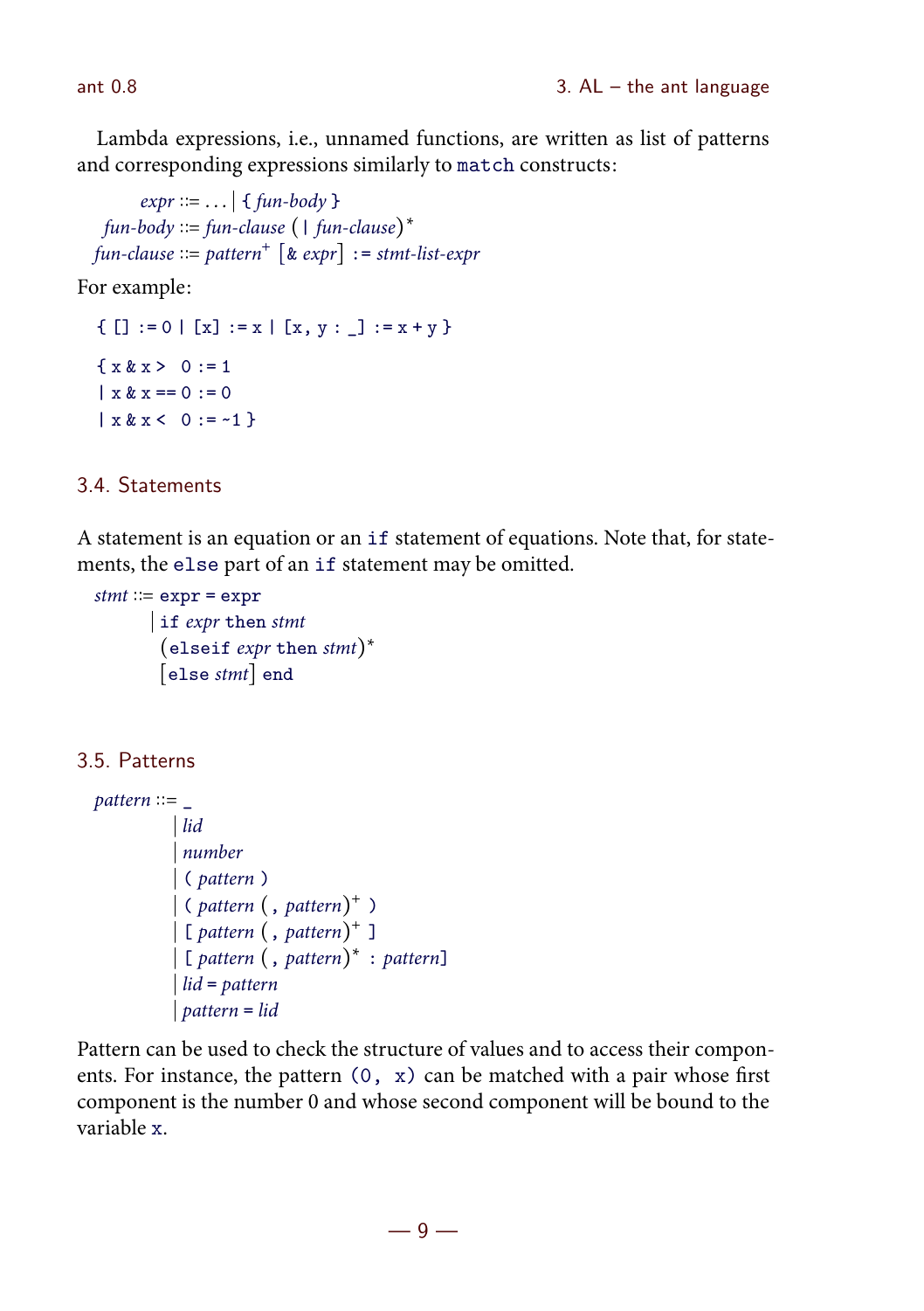Lambda expressions, i.e., unnamed functions, are written as list of patterns and corresponding expressions similarly to `match` constructs:

```
     expr ::= ... | { fun-body }
 fun-body ::= fun-clause ( | fun-clause )*
fun-clause ::= pattern+ [& expr] := stmt-list-expr
```

For example:

```
{ [] := 0 | [x] := x | [x, y : _] := x + y }

{ x & x >  0 := 1
| x & x == 0 := 0
| x & x <  0 := ~1 }
```

## 3.4. Statements

A statement is an equation or an `if` statement of equations. Note that, for statements, the `else` part of an `if` statement may be omitted.

```
stmt ::= expr = expr
       | if expr then stmt
         (elseif expr then stmt)*
         [else stmt] end
```

## 3.5. Patterns

```
pattern ::= _
          | lid
          | number
          | ( pattern )
          | ( pattern ( , pattern)+ )
          | [ pattern ( , pattern)+ ]
          | [ pattern ( , pattern)* : pattern]
          | lid = pattern
          | pattern = lid
```

Pattern can be used to check the structure of values and to access their components. For instance, the pattern `(0, x)` can be matched with a pair whose first component is the number 0 and whose second component will be bound to the variable `x`.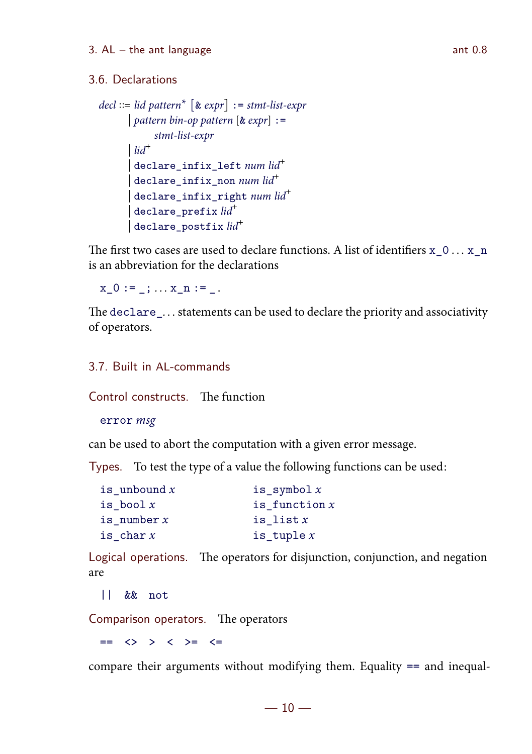## 3.6. Declarations

```
decl ::= lid pattern* [& expr] := stmt-list-expr
       | pattern bin-op pattern [& expr] :=
             stmt-list-expr
       | lid+
       | declare_infix_left num lid+
       | declare_infix_non num lid+
       | declare_infix_right num lid+
       | declare_prefix lid+
       | declare_postfix lid+
```

The first two cases are used to declare functions. A list of identifiers `x_0` … `x_n` is an abbreviation for the declarations

```
x_0 := _; ... x_n := _.
```

The `declare_`… statements can be used to declare the priority and associativity of operators.

## 3.7. Built in AL-commands

**Control constructs.** The function

```
error msg
```

can be used to abort the computation with a given error message.

**Types.** To test the type of a value the following functions can be used:

```
is_unbound x        is_symbol x
is_bool x           is_function x
is_number x         is_list x
is_char x           is_tuple x
```

**Logical operations.** The operators for disjunction, conjunction, and negation are

```
||  &&  not
```

**Comparison operators.** The operators

```
==  <>  >  <  >=  <=
```

compare their arguments without modifying them. Equality `==` and inequal-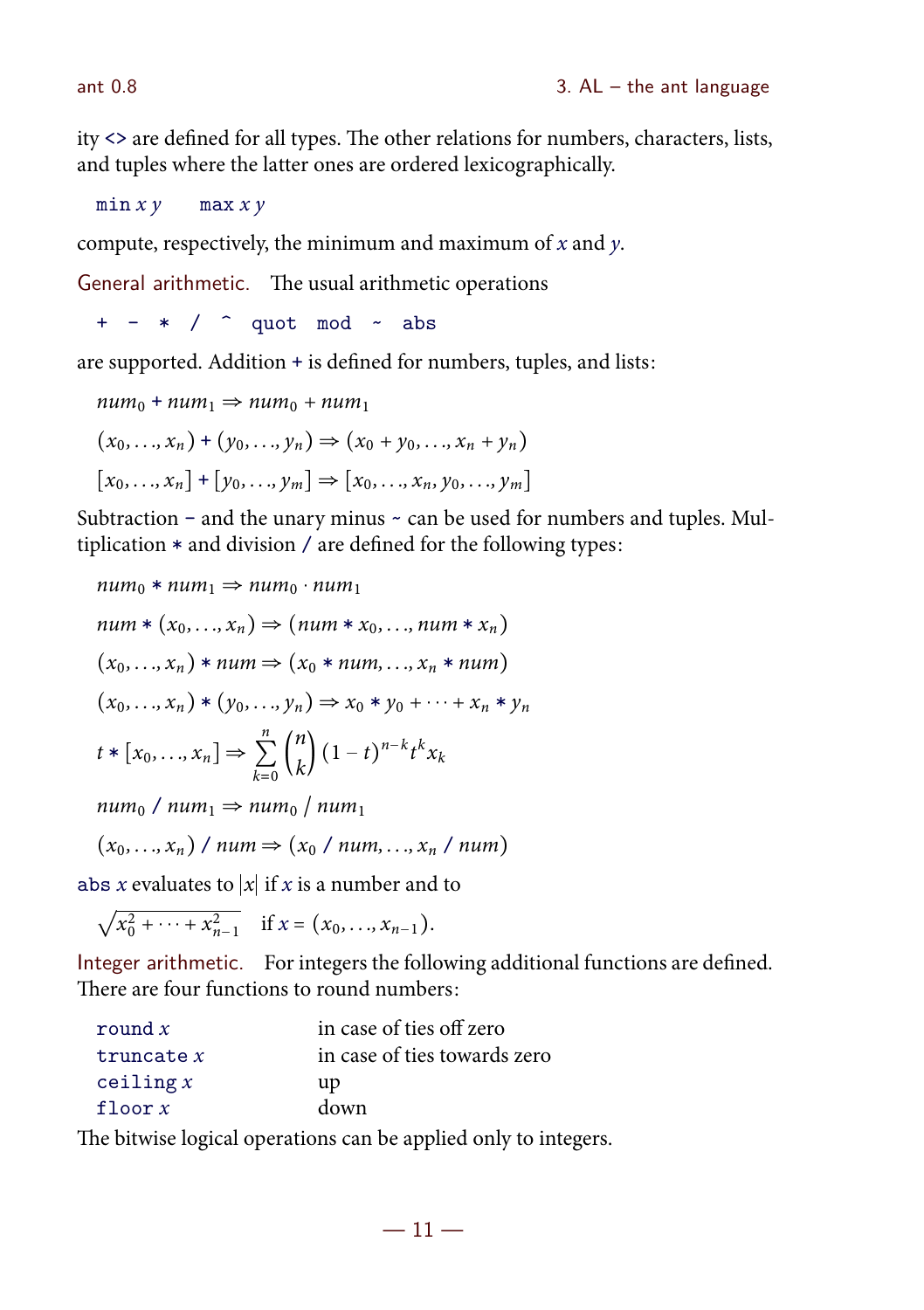ity `<>` are defined for all types. The other relations for numbers, characters, lists, and tuples where the latter ones are ordered lexicographically.

`min` $x$ $y$ &nbsp;&nbsp;&nbsp; `max` $x$ $y$

compute, respectively, the minimum and maximum of $x$ and $y$.

**General arithmetic.** The usual arithmetic operations

```
+ - * / ^ quot mod ~ abs
```

are supported. Addition `+` is defined for numbers, tuples, and lists:

$$num_0 + num_1 \Rightarrow num_0 + num_1$$

$$(x_0, \ldots, x_n) + (y_0, \ldots, y_n) \Rightarrow (x_0 + y_0, \ldots, x_n + y_n)$$

$$[x_0, \ldots, x_n] + [y_0, \ldots, y_m] \Rightarrow [x_0, \ldots, x_n, y_0, \ldots, y_m]$$

Subtraction `-` and the unary minus `~` can be used for numbers and tuples. Multiplication `*` and division `/` are defined for the following types:

$$num_0 * num_1 \Rightarrow num_0 \cdot num_1$$

$$num * (x_0, \ldots, x_n) \Rightarrow (num * x_0, \ldots, num * x_n)$$

$$(x_0, \ldots, x_n) * num \Rightarrow (x_0 * num, \ldots, x_n * num)$$

$$(x_0, \ldots, x_n) * (y_0, \ldots, y_n) \Rightarrow x_0 * y_0 + \cdots + x_n * y_n$$

$$t * [x_0, \ldots, x_n] \Rightarrow \sum_{k=0}^{n} \binom{n}{k} (1 - t)^{n-k} t^k x_k$$

$$num_0 \,/\, num_1 \Rightarrow num_0 \,/\, num_1$$

$$(x_0, \ldots, x_n) \,/\, num \Rightarrow (x_0 \,/\, num, \ldots, x_n \,/\, num)$$

`abs` $x$ evaluates to $|x|$ if $x$ is a number and to

$$\sqrt{x_0^2 + \cdots + x_{n-1}^2} \quad \text{if } x = (x_0, \ldots, x_{n-1}).$$

**Integer arithmetic.** For integers the following additional functions are defined. There are four functions to round numbers:

| | |
|---|---|
| `round` $x$ | in case of ties off zero |
| `truncate` $x$ | in case of ties towards zero |
| `ceiling` $x$ | up |
| `floor` $x$ | down |

The bitwise logical operations can be applied only to integers.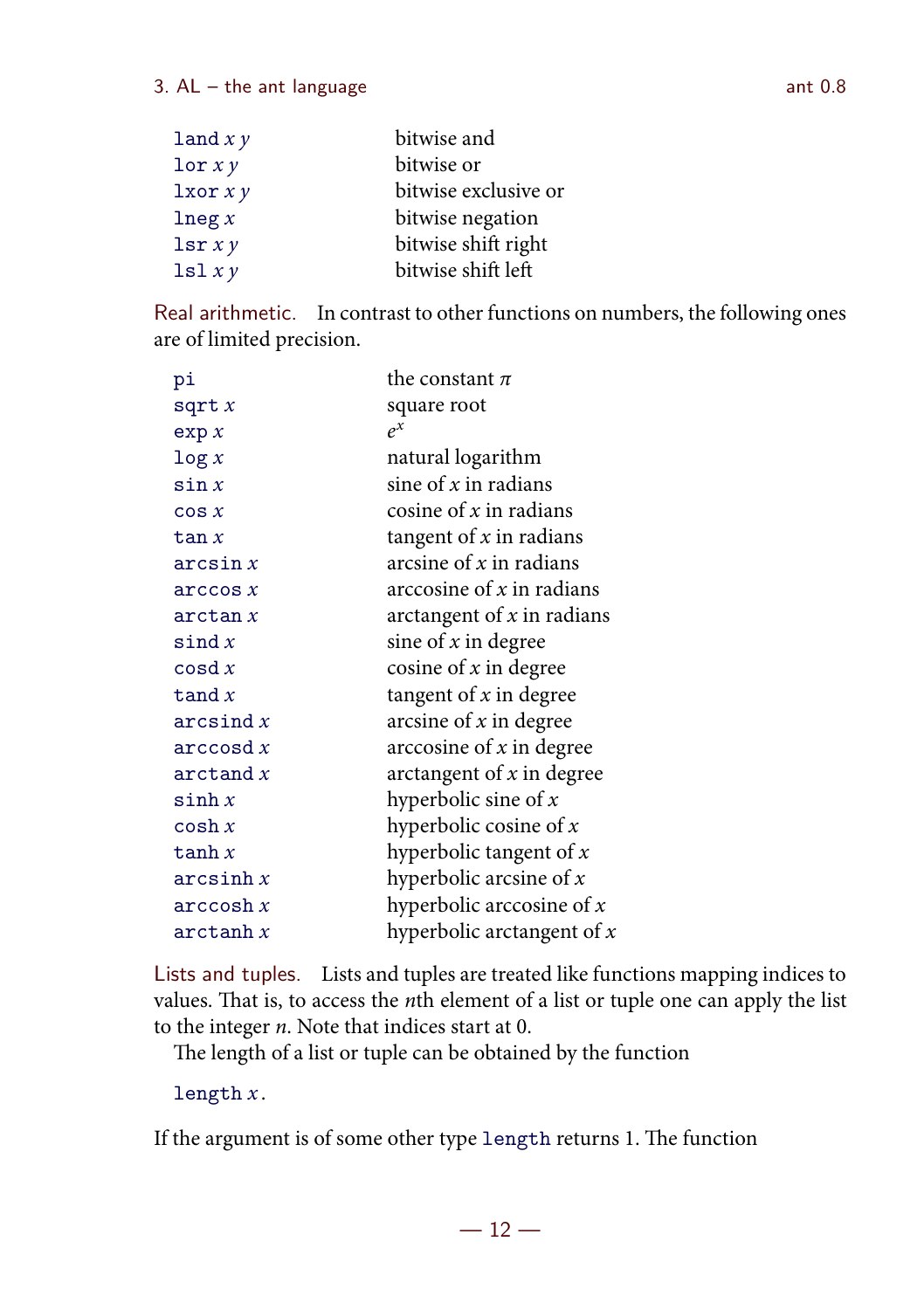| | |
|---|---|
| `land` *x y* | bitwise and |
| `lor` *x y* | bitwise or |
| `lxor` *x y* | bitwise exclusive or |
| `lneg` *x* | bitwise negation |
| `lsr` *x y* | bitwise shift right |
| `lsl` *x y* | bitwise shift left |

**Real arithmetic.** In contrast to other functions on numbers, the following ones are of limited precision.

| | |
|---|---|
| `pi` | the constant $\pi$ |
| `sqrt` *x* | square root |
| `exp` *x* | $e^x$ |
| `log` *x* | natural logarithm |
| `sin` *x* | sine of $x$ in radians |
| `cos` *x* | cosine of $x$ in radians |
| `tan` *x* | tangent of $x$ in radians |
| `arcsin` *x* | arcsine of $x$ in radians |
| `arccos` *x* | arccosine of $x$ in radians |
| `arctan` *x* | arctangent of $x$ in radians |
| `sind` *x* | sine of $x$ in degree |
| `cosd` *x* | cosine of $x$ in degree |
| `tand` *x* | tangent of $x$ in degree |
| `arcsind` *x* | arcsine of $x$ in degree |
| `arccosd` *x* | arccosine of $x$ in degree |
| `arctand` *x* | arctangent of $x$ in degree |
| `sinh` *x* | hyperbolic sine of $x$ |
| `cosh` *x* | hyperbolic cosine of $x$ |
| `tanh` *x* | hyperbolic tangent of $x$ |
| `arcsinh` *x* | hyperbolic arcsine of $x$ |
| `arccosh` *x* | hyperbolic arccosine of $x$ |
| `arctanh` *x* | hyperbolic arctangent of $x$ |

**Lists and tuples.** Lists and tuples are treated like functions mapping indices to values. That is, to access the $n$th element of a list or tuple one can apply the list to the integer $n$. Note that indices start at 0.

The length of a list or tuple can be obtained by the function

`length` *x*.

If the argument is of some other type `length` returns 1. The function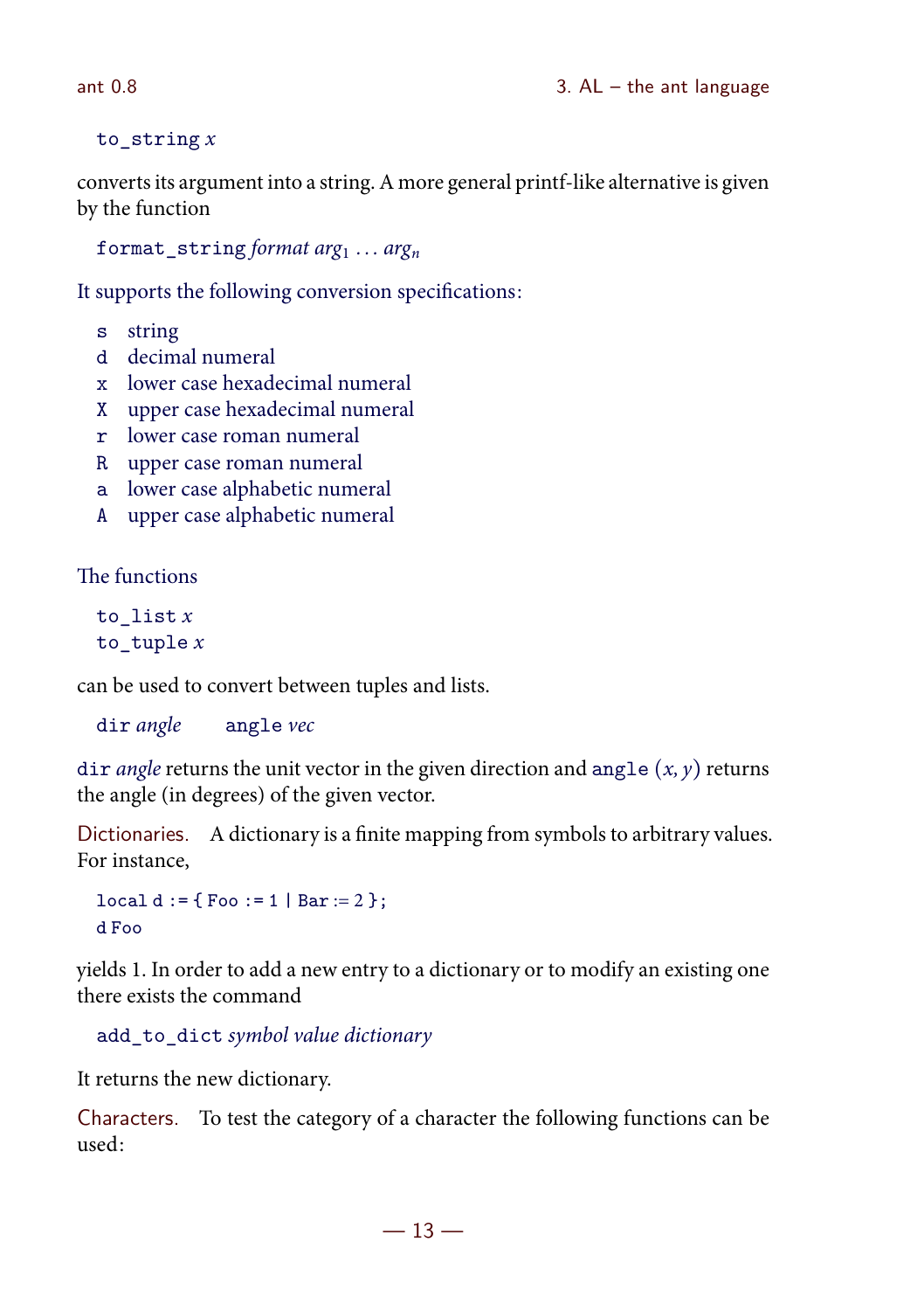`to_string` *x*

converts its argument into a string. A more general printf-like alternative is given by the function

`format_string` *format* $arg_1 \ldots arg_n$

It supports the following conversion specifications:

- `s` string
- `d` decimal numeral
- `x` lower case hexadecimal numeral
- `X` upper case hexadecimal numeral
- `r` lower case roman numeral
- `R` upper case roman numeral
- `a` lower case alphabetic numeral
- `A` upper case alphabetic numeral

The functions

`to_list` *x*
`to_tuple` *x*

can be used to convert between tuples and lists.

`dir` *angle*    `angle` *vec*

`dir` *angle* returns the unit vector in the given direction and `angle` $(x, y)$ returns the angle (in degrees) of the given vector.

**Dictionaries.** A dictionary is a finite mapping from symbols to arbitrary values. For instance,

```
local d := { Foo := 1 | Bar := 2 };
d Foo
```

yields 1. In order to add a new entry to a dictionary or to modify an existing one there exists the command

`add_to_dict` *symbol value dictionary*

It returns the new dictionary.

**Characters.** To test the category of a character the following functions can be used: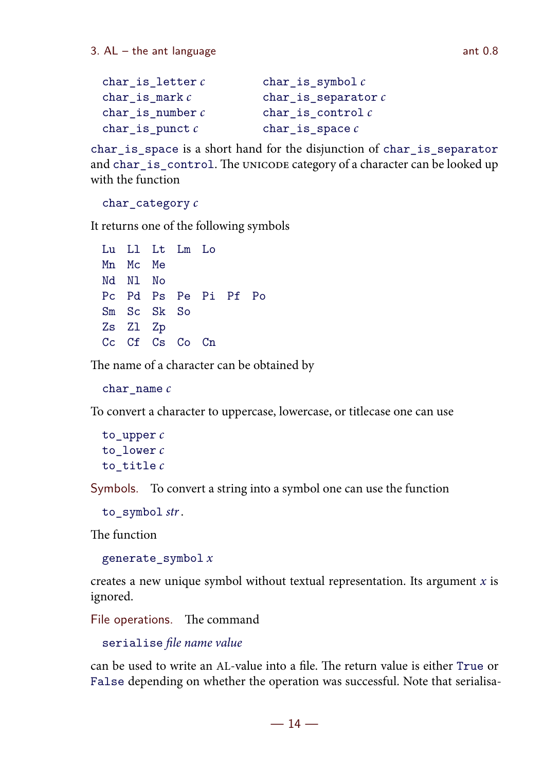```
char_is_letter c        char_is_symbol c
char_is_mark c          char_is_separator c
char_is_number c        char_is_control c
char_is_punct c         char_is_space c
```

`char_is_space` is a short hand for the disjunction of `char_is_separator` and `char_is_control`. The UNICODE category of a character can be looked up with the function

```
char_category c
```

It returns one of the following symbols

```
Lu  Ll  Lt  Lm  Lo
Mn  Mc  Me
Nd  Nl  No
Pc  Pd  Ps  Pe  Pi  Pf  Po
Sm  Sc  Sk  So
Zs  Zl  Zp
Cc  Cf  Cs  Co  Cn
```

The name of a character can be obtained by

```
char_name c
```

To convert a character to uppercase, lowercase, or titlecase one can use

```
to_upper c
to_lower c
to_title c
```

**Symbols.** To convert a string into a symbol one can use the function

```
to_symbol str.
```

The function

```
generate_symbol x
```

creates a new unique symbol without textual representation. Its argument *x* is ignored.

**File operations.** The command

```
serialise file name value
```

can be used to write an AL-value into a file. The return value is either `True` or `False` depending on whether the operation was successful. Note that serialisa-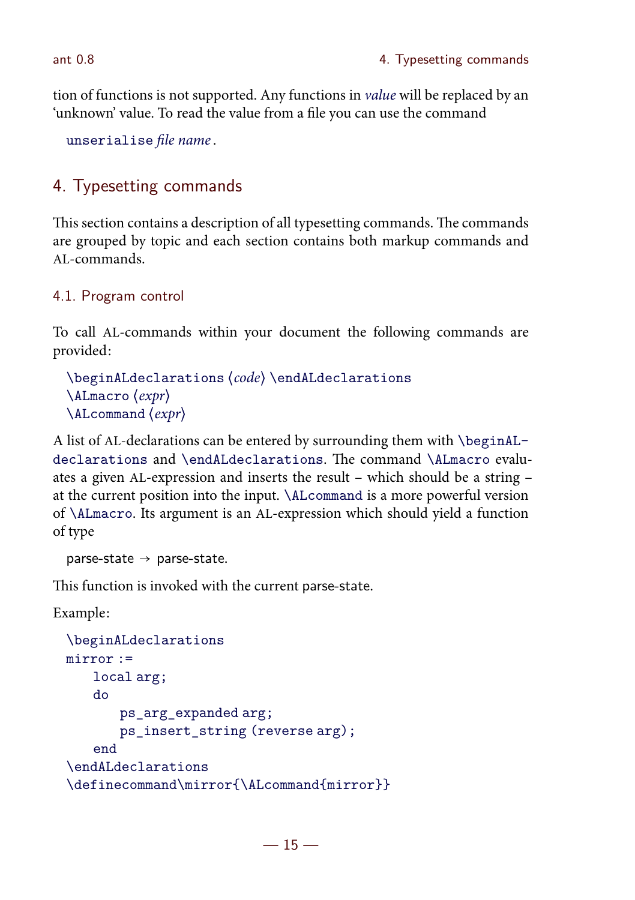tion of functions is not supported. Any functions in *value* will be replaced by an 'unknown' value. To read the value from a file you can use the command

`unserialise` *file name*.

# 4. Typesetting commands

This section contains a description of all typesetting commands. The commands are grouped by topic and each section contains both markup commands and AL-commands.

## 4.1. Program control

To call AL-commands within your document the following commands are provided:

`\beginALdeclarations` ⟨*code*⟩ `\endALdeclarations`
`\ALmacro` ⟨*expr*⟩
`\ALcommand` ⟨*expr*⟩

A list of AL-declarations can be entered by surrounding them with `\beginALdeclarations` and `\endALdeclarations`. The command `\ALmacro` evaluates a given AL-expression and inserts the result – which should be a string – at the current position into the input. `\ALcommand` is a more powerful version of `\ALmacro`. Its argument is an AL-expression which should yield a function of type

parse-state → parse-state.

This function is invoked with the current parse-state.

Example:

```
\beginALdeclarations
mirror :=
    local arg;
    do
        ps_arg_expanded arg;
        ps_insert_string (reverse arg);
    end
\endALdeclarations
\definecommand\mirror{\ALcommand{mirror}}
```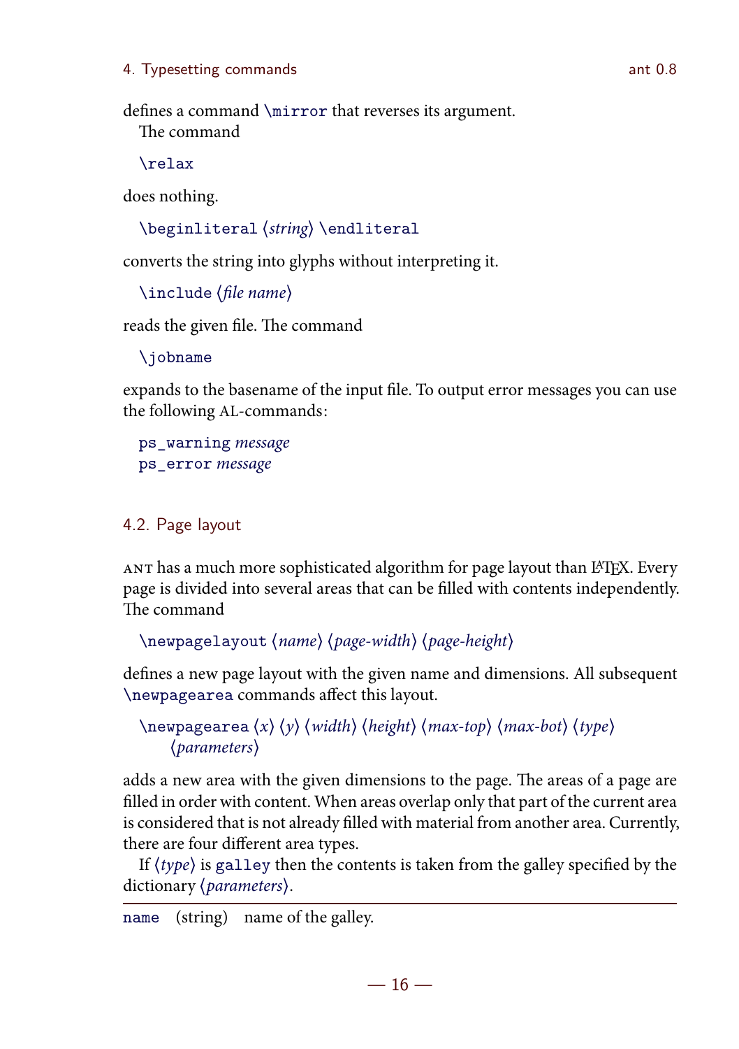defines a command `\mirror` that reverses its argument.

The command

```
\relax
```

does nothing.

```
\beginliteral ⟨string⟩ \endliteral
```

converts the string into glyphs without interpreting it.

```
\include ⟨file name⟩
```

reads the given file. The command

```
\jobname
```

expands to the basename of the input file. To output error messages you can use the following AL-commands:

```
ps_warning message
ps_error message
```

## 4.2. Page layout

ANT has a much more sophisticated algorithm for page layout than LaTeX. Every page is divided into several areas that can be filled with contents independently. The command

```
\newpagelayout ⟨name⟩ ⟨page-width⟩ ⟨page-height⟩
```

defines a new page layout with the given name and dimensions. All subsequent `\newpagearea` commands affect this layout.

```
\newpagearea ⟨x⟩ ⟨y⟩ ⟨width⟩ ⟨height⟩ ⟨max-top⟩ ⟨max-bot⟩ ⟨type⟩
    ⟨parameters⟩
```

adds a new area with the given dimensions to the page. The areas of a page are filled in order with content. When areas overlap only that part of the current area is considered that is not already filled with material from another area. Currently, there are four different area types.

If ⟨*type*⟩ is `galley` then the contents is taken from the galley specified by the dictionary ⟨*parameters*⟩.

| | | |
|---|---|---|
| `name` | (string) | name of the galley. |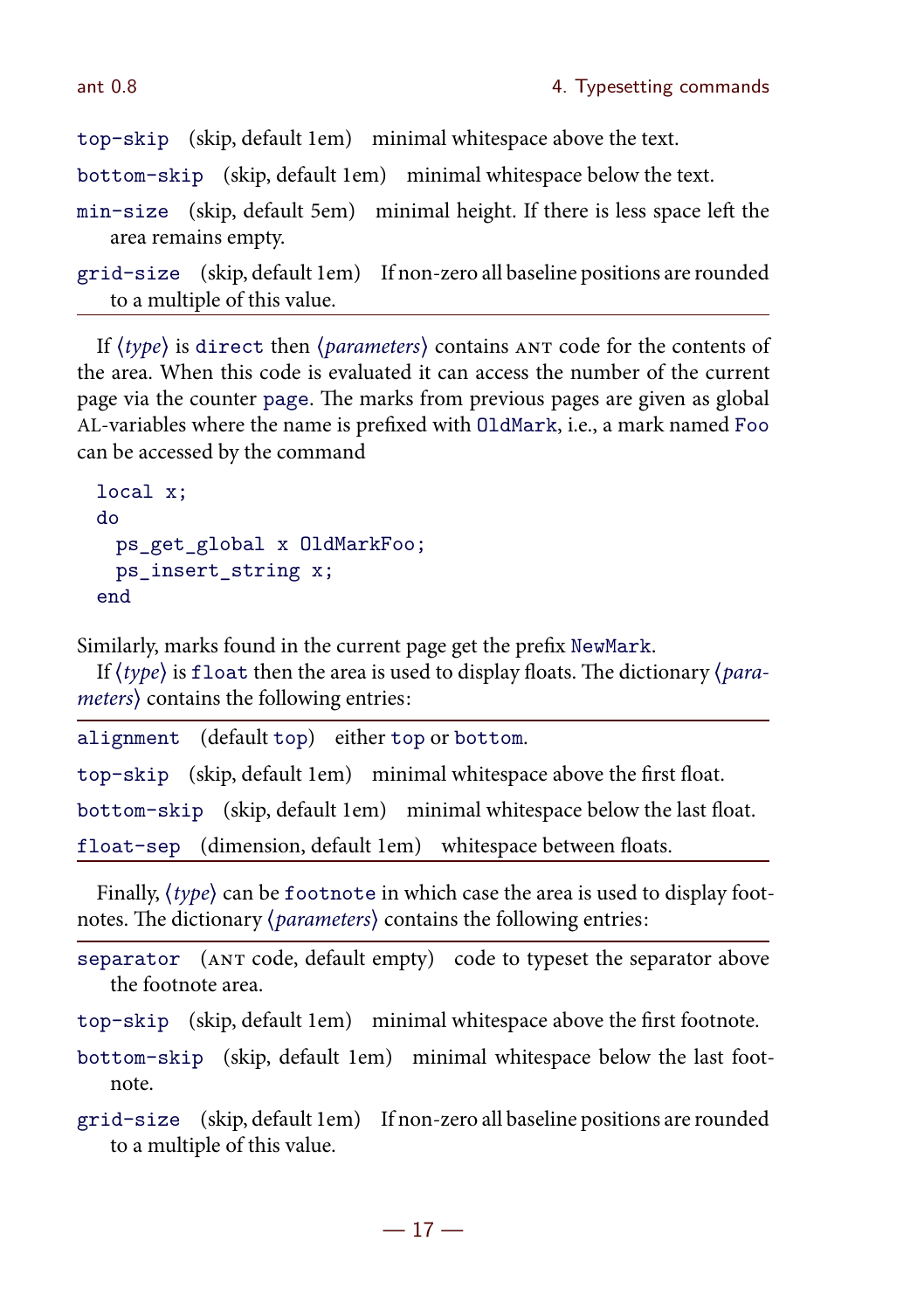`top-skip` (skip, default 1em) minimal whitespace above the text.

`bottom-skip` (skip, default 1em) minimal whitespace below the text.

`min-size` (skip, default 5em) minimal height. If there is less space left the area remains empty.

`grid-size` (skip, default 1em) If non-zero all baseline positions are rounded to a multiple of this value.

---

If ⟨*type*⟩ is `direct` then ⟨*parameters*⟩ contains ANT code for the contents of the area. When this code is evaluated it can access the number of the current page via the counter `page`. The marks from previous pages are given as global AL-variables where the name is prefixed with `OldMark`, i.e., a mark named `Foo` can be accessed by the command

```
local x;
do
  ps_get_global x OldMarkFoo;
  ps_insert_string x;
end
```

Similarly, marks found in the current page get the prefix `NewMark`.

If ⟨*type*⟩ is `float` then the area is used to display floats. The dictionary ⟨*parameters*⟩ contains the following entries:

---

`alignment` (default `top`) either `top` or `bottom`.

`top-skip` (skip, default 1em) minimal whitespace above the first float.

`bottom-skip` (skip, default 1em) minimal whitespace below the last float.

`float-sep` (dimension, default 1em) whitespace between floats.

---

Finally, ⟨*type*⟩ can be `footnote` in which case the area is used to display footnotes. The dictionary ⟨*parameters*⟩ contains the following entries:

---

`separator` (ANT code, default empty) code to typeset the separator above the footnote area.

`top-skip` (skip, default 1em) minimal whitespace above the first footnote.

`bottom-skip` (skip, default 1em) minimal whitespace below the last footnote.

`grid-size` (skip, default 1em) If non-zero all baseline positions are rounded to a multiple of this value.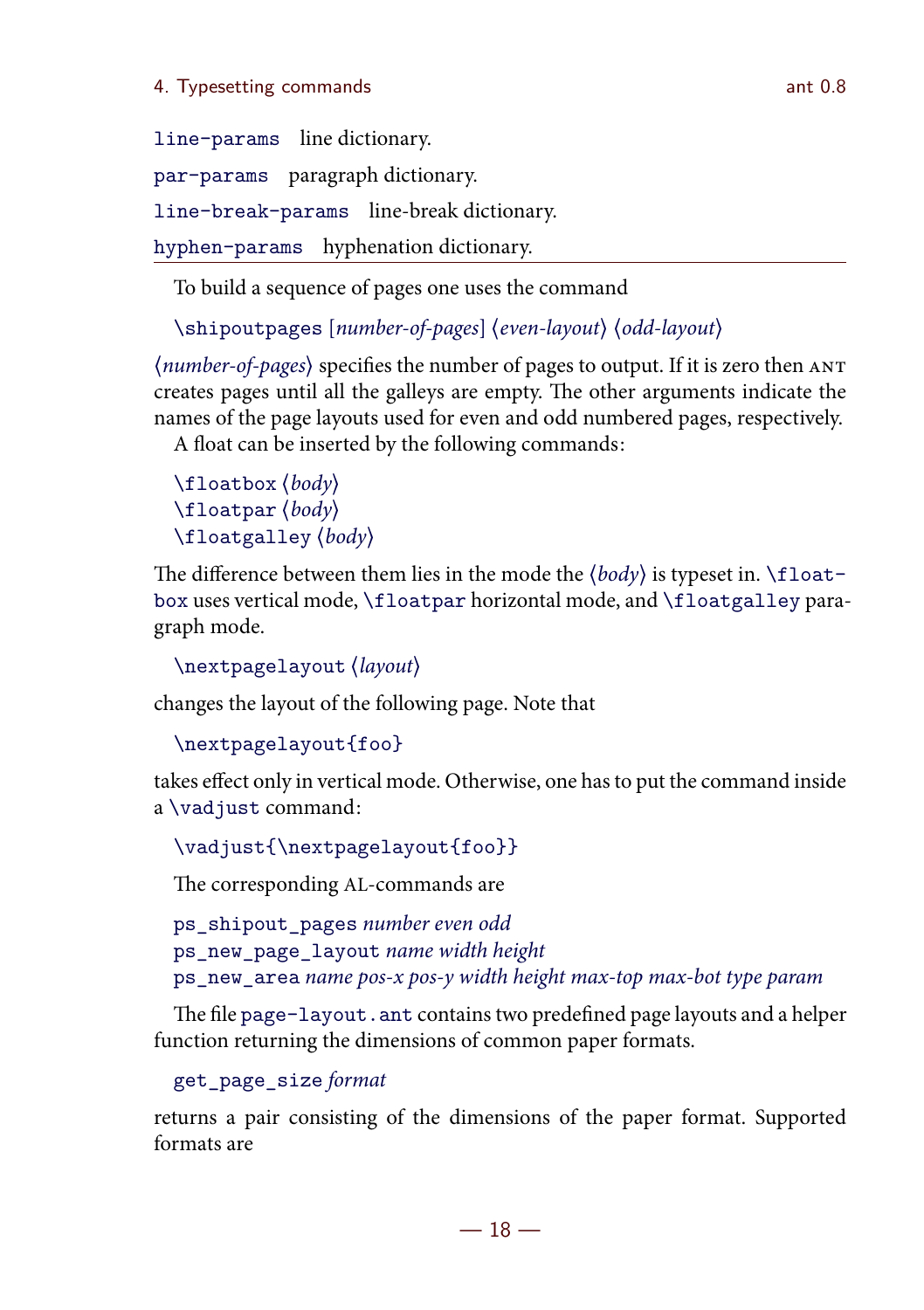`line-params` line dictionary.

`par-params` paragraph dictionary.

`line-break-params` line-break dictionary.

`hyphen-params` hyphenation dictionary.

---

To build a sequence of pages one uses the command

`\shipoutpages` [*number-of-pages*] ⟨*even-layout*⟩ ⟨*odd-layout*⟩

⟨*number-of-pages*⟩ specifies the number of pages to output. If it is zero then ANT creates pages until all the galleys are empty. The other arguments indicate the names of the page layouts used for even and odd numbered pages, respectively.

A float can be inserted by the following commands:

`\floatbox` ⟨*body*⟩
`\floatpar` ⟨*body*⟩
`\floatgalley` ⟨*body*⟩

The difference between them lies in the mode the ⟨*body*⟩ is typeset in. `\floatbox` uses vertical mode, `\floatpar` horizontal mode, and `\floatgalley` paragraph mode.

`\nextpagelayout` ⟨*layout*⟩

changes the layout of the following page. Note that

```
\nextpagelayout{foo}
```

takes effect only in vertical mode. Otherwise, one has to put the command inside a `\vadjust` command:

```
\vadjust{\nextpagelayout{foo}}
```

The corresponding AL-commands are

`ps_shipout_pages` *number even odd*
`ps_new_page_layout` *name width height*
`ps_new_area` *name pos-x pos-y width height max-top max-bot type param*

The file `page-layout.ant` contains two predefined page layouts and a helper function returning the dimensions of common paper formats.

`get_page_size` *format*

returns a pair consisting of the dimensions of the paper format. Supported formats are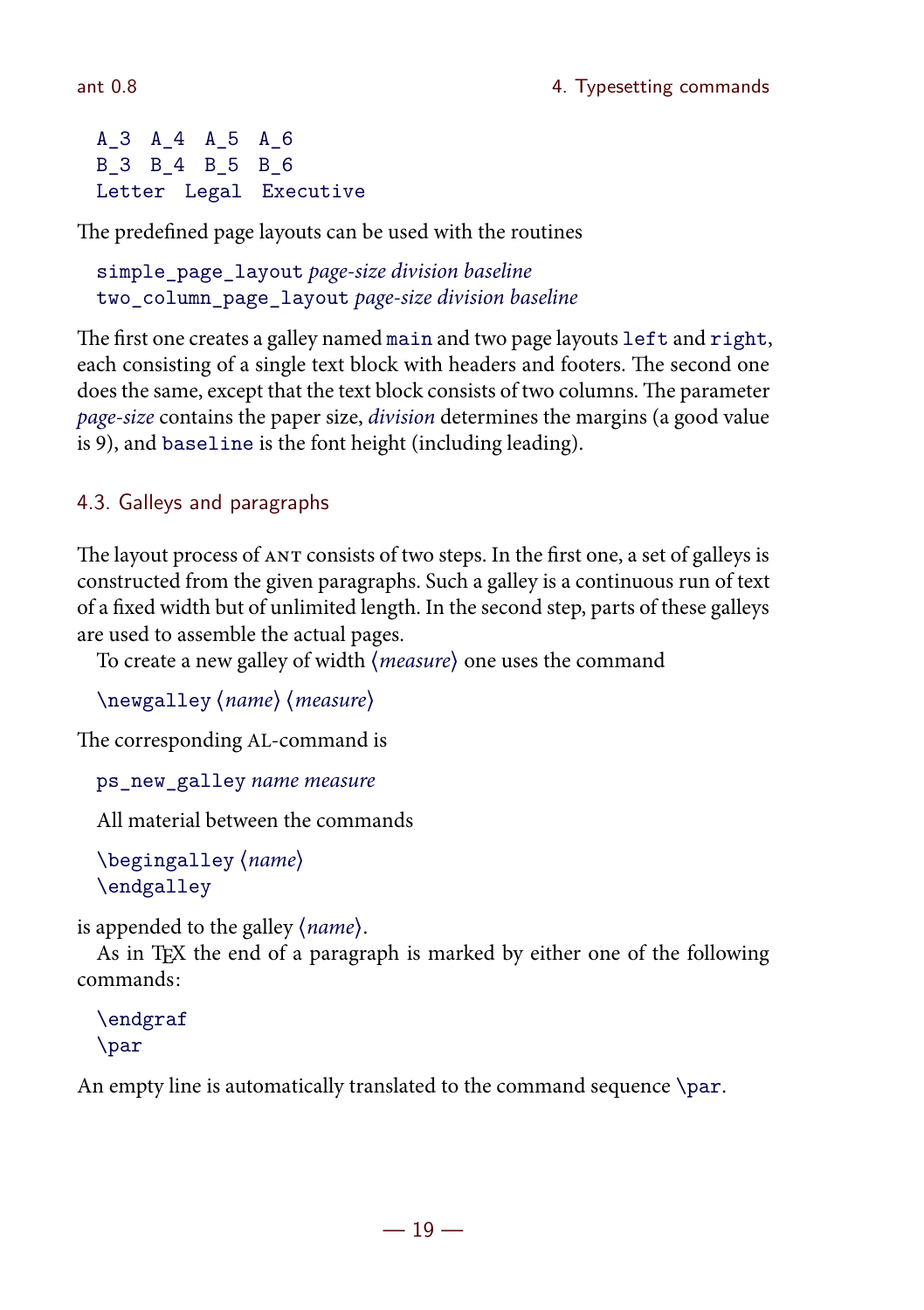```
A_3  A_4  A_5  A_6
B_3  B_4  B_5  B_6
Letter  Legal  Executive
```

The predefined page layouts can be used with the routines

`simple_page_layout` *page-size division baseline*
`two_column_page_layout` *page-size division baseline*

The first one creates a galley named `main` and two page layouts `left` and `right`, each consisting of a single text block with headers and footers. The second one does the same, except that the text block consists of two columns. The parameter *page-size* contains the paper size, *division* determines the margins (a good value is 9), and `baseline` is the font height (including leading).

## 4.3. Galleys and paragraphs

The layout process of ANT consists of two steps. In the first one, a set of galleys is constructed from the given paragraphs. Such a galley is a continuous run of text of a fixed width but of unlimited length. In the second step, parts of these galleys are used to assemble the actual pages.

To create a new galley of width ⟨*measure*⟩ one uses the command

`\newgalley` ⟨*name*⟩ ⟨*measure*⟩

The corresponding AL-command is

`ps_new_galley` *name measure*

All material between the commands

`\begingalley` ⟨*name*⟩
`\endgalley`

is appended to the galley ⟨*name*⟩.

As in TeX the end of a paragraph is marked by either one of the following commands:

```
\endgraf
\par
```

An empty line is automatically translated to the command sequence `\par`.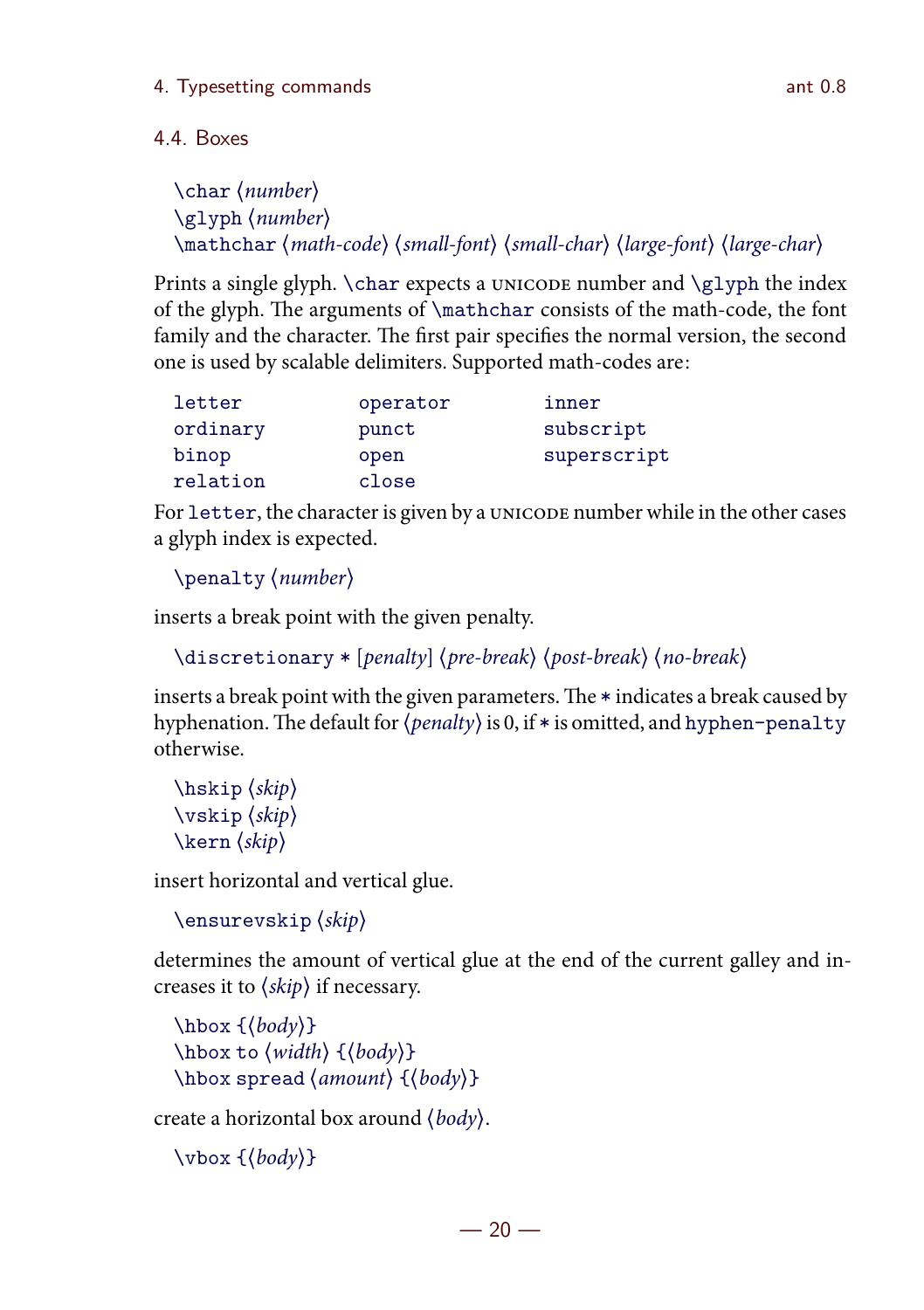## 4.4. Boxes

`\char` ⟨*number*⟩
`\glyph` ⟨*number*⟩
`\mathchar` ⟨*math-code*⟩ ⟨*small-font*⟩ ⟨*small-char*⟩ ⟨*large-font*⟩ ⟨*large-char*⟩

Prints a single glyph. `\char` expects a UNICODE number and `\glyph` the index of the glyph. The arguments of `\mathchar` consists of the math-code, the font family and the character. The first pair specifies the normal version, the second one is used by scalable delimiters. Supported math-codes are:

| | | |
|---|---|---|
| `letter` | `operator` | `inner` |
| `ordinary` | `punct` | `subscript` |
| `binop` | `open` | `superscript` |
| `relation` | `close` | |

For `letter`, the character is given by a UNICODE number while in the other cases a glyph index is expected.

`\penalty` ⟨*number*⟩

inserts a break point with the given penalty.

`\discretionary` `*` [*penalty*] ⟨*pre-break*⟩ ⟨*post-break*⟩ ⟨*no-break*⟩

inserts a break point with the given parameters. The `*` indicates a break caused by hyphenation. The default for ⟨*penalty*⟩ is 0, if `*` is omitted, and `hyphen-penalty` otherwise.

`\hskip` ⟨*skip*⟩
`\vskip` ⟨*skip*⟩
`\kern` ⟨*skip*⟩

insert horizontal and vertical glue.

`\ensurevskip` ⟨*skip*⟩

determines the amount of vertical glue at the end of the current galley and increases it to ⟨*skip*⟩ if necessary.

`\hbox` {⟨*body*⟩}
`\hbox` `to` ⟨*width*⟩ {⟨*body*⟩}
`\hbox` `spread` ⟨*amount*⟩ {⟨*body*⟩}

create a horizontal box around ⟨*body*⟩.

`\vbox` {⟨*body*⟩}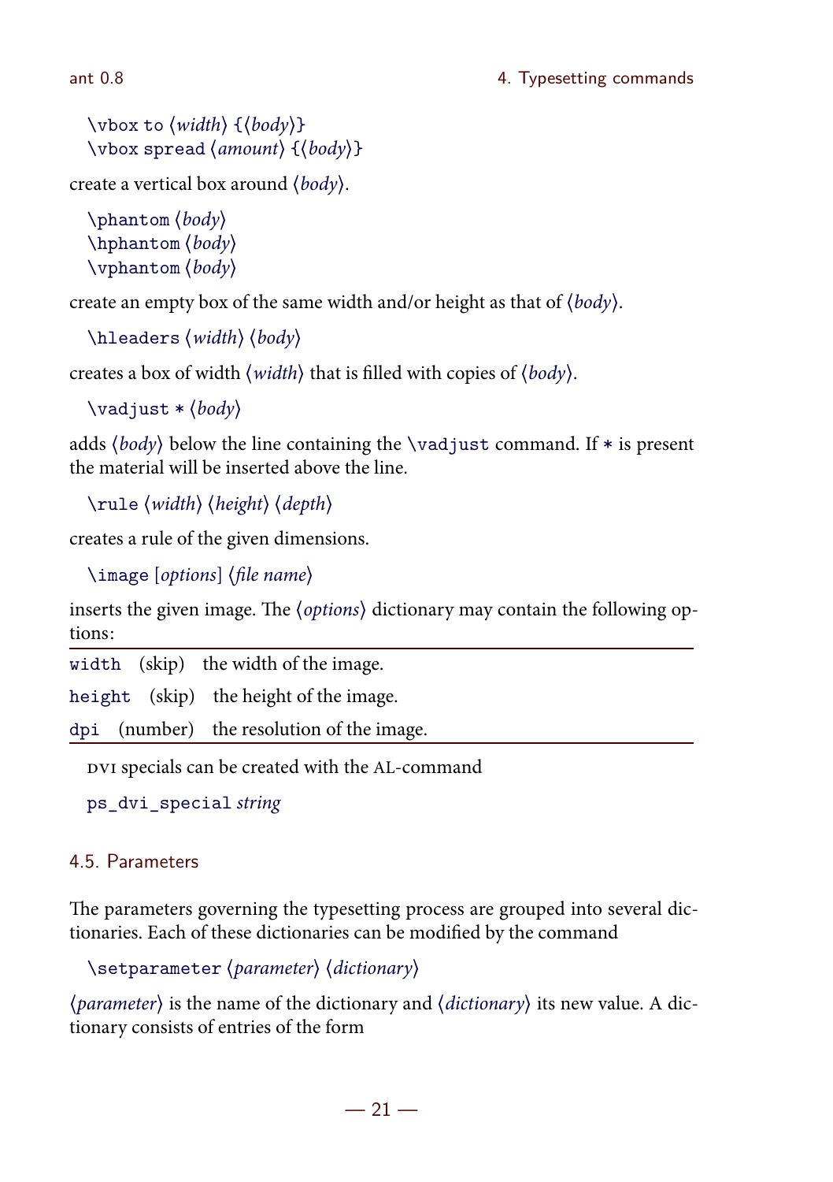\vbox to ⟨*width*⟩ {⟨*body*⟩}
\vbox spread ⟨*amount*⟩ {⟨*body*⟩}

create a vertical box around ⟨*body*⟩.

\phantom ⟨*body*⟩
\hphantom ⟨*body*⟩
\vphantom ⟨*body*⟩

create an empty box of the same width and/or height as that of ⟨*body*⟩.

\hleaders ⟨*width*⟩ ⟨*body*⟩

creates a box of width ⟨*width*⟩ that is filled with copies of ⟨*body*⟩.

\vadjust * ⟨*body*⟩

adds ⟨*body*⟩ below the line containing the `\vadjust` command. If `*` is present the material will be inserted above the line.

\rule ⟨*width*⟩ ⟨*height*⟩ ⟨*depth*⟩

creates a rule of the given dimensions.

\image [*options*] ⟨*file name*⟩

inserts the given image. The ⟨*options*⟩ dictionary may contain the following options:

| | | |
|---|---|---|
| `width` | (skip) | the width of the image. |
| `height` | (skip) | the height of the image. |
| `dpi` | (number) | the resolution of the image. |

DVI specials can be created with the AL-command

`ps_dvi_special` *string*

## 4.5. Parameters

The parameters governing the typesetting process are grouped into several dictionaries. Each of these dictionaries can be modified by the command

\setparameter ⟨*parameter*⟩ ⟨*dictionary*⟩

⟨*parameter*⟩ is the name of the dictionary and ⟨*dictionary*⟩ its new value. A dictionary consists of entries of the form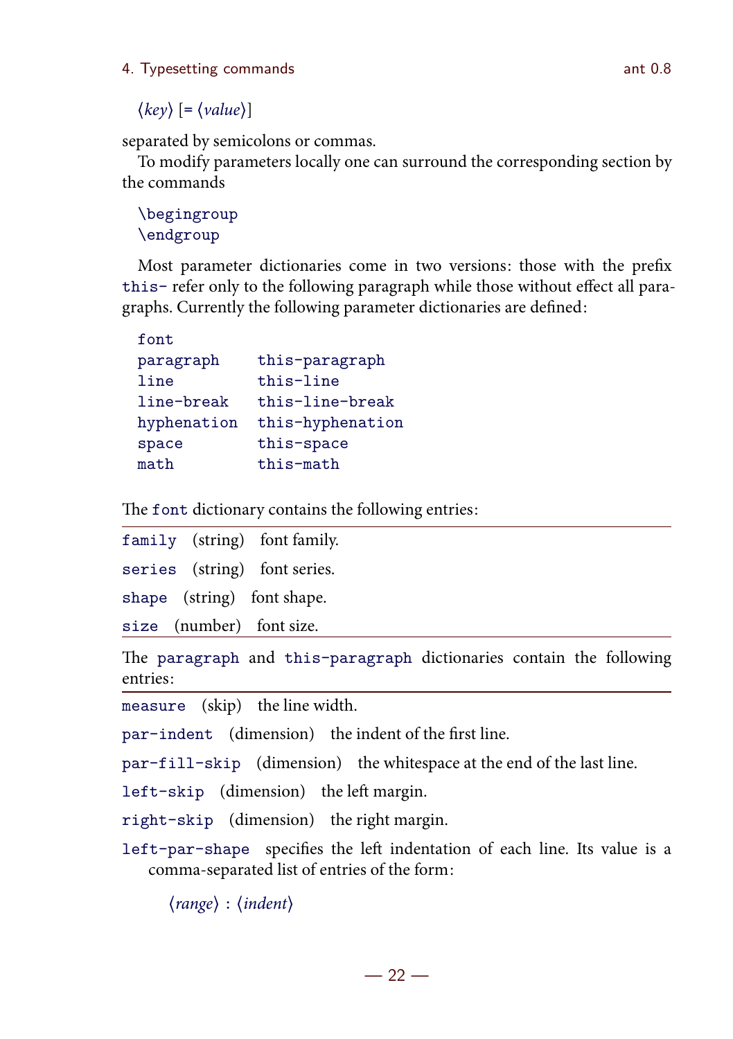⟨*key*⟩ [= ⟨*value*⟩]

separated by semicolons or commas.

To modify parameters locally one can surround the corresponding section by the commands

```
\begingroup
\endgroup
```

Most parameter dictionaries come in two versions: those with the prefix `this-` refer only to the following paragraph while those without effect all paragraphs. Currently the following parameter dictionaries are defined:

```
font
paragraph     this-paragraph
line          this-line
line-break    this-line-break
hyphenation   this-hyphenation
space         this-space
math          this-math
```

The `font` dictionary contains the following entries:

`family` (string) font family.

`series` (string) font series.

`shape` (string) font shape.

`size` (number) font size.

The `paragraph` and `this-paragraph` dictionaries contain the following entries:

`measure` (skip) the line width.

`par-indent` (dimension) the indent of the first line.

`par-fill-skip` (dimension) the whitespace at the end of the last line.

`left-skip` (dimension) the left margin.

`right-skip` (dimension) the right margin.

`left-par-shape` specifies the left indentation of each line. Its value is a comma-separated list of entries of the form:

⟨*range*⟩ : ⟨*indent*⟩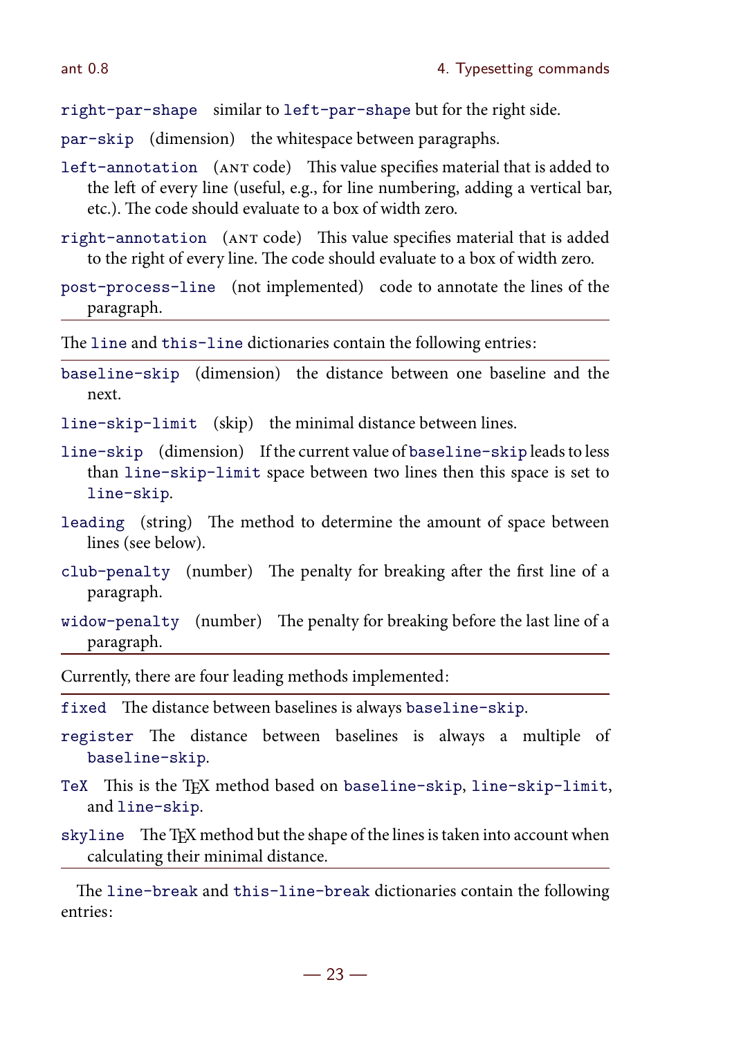`right-par-shape` similar to `left-par-shape` but for the right side.

`par-skip` (dimension) the whitespace between paragraphs.

`left-annotation` (ANT code) This value specifies material that is added to the left of every line (useful, e.g., for line numbering, adding a vertical bar, etc.). The code should evaluate to a box of width zero.

`right-annotation` (ANT code) This value specifies material that is added to the right of every line. The code should evaluate to a box of width zero.

`post-process-line` (not implemented) code to annotate the lines of the paragraph.

---

The `line` and `this-line` dictionaries contain the following entries:

---

`baseline-skip` (dimension) the distance between one baseline and the next.

`line-skip-limit` (skip) the minimal distance between lines.

`line-skip` (dimension) If the current value of `baseline-skip` leads to less than `line-skip-limit` space between two lines then this space is set to `line-skip`.

`leading` (string) The method to determine the amount of space between lines (see below).

`club-penalty` (number) The penalty for breaking after the first line of a paragraph.

`widow-penalty` (number) The penalty for breaking before the last line of a paragraph.

---

Currently, there are four leading methods implemented:

---

`fixed` The distance between baselines is always `baseline-skip`.

`register` The distance between baselines is always a multiple of `baseline-skip`.

`TeX` This is the TeX method based on `baseline-skip`, `line-skip-limit`, and `line-skip`.

`skyline` The TeX method but the shape of the lines is taken into account when calculating their minimal distance.

---

The `line-break` and `this-line-break` dictionaries contain the following entries: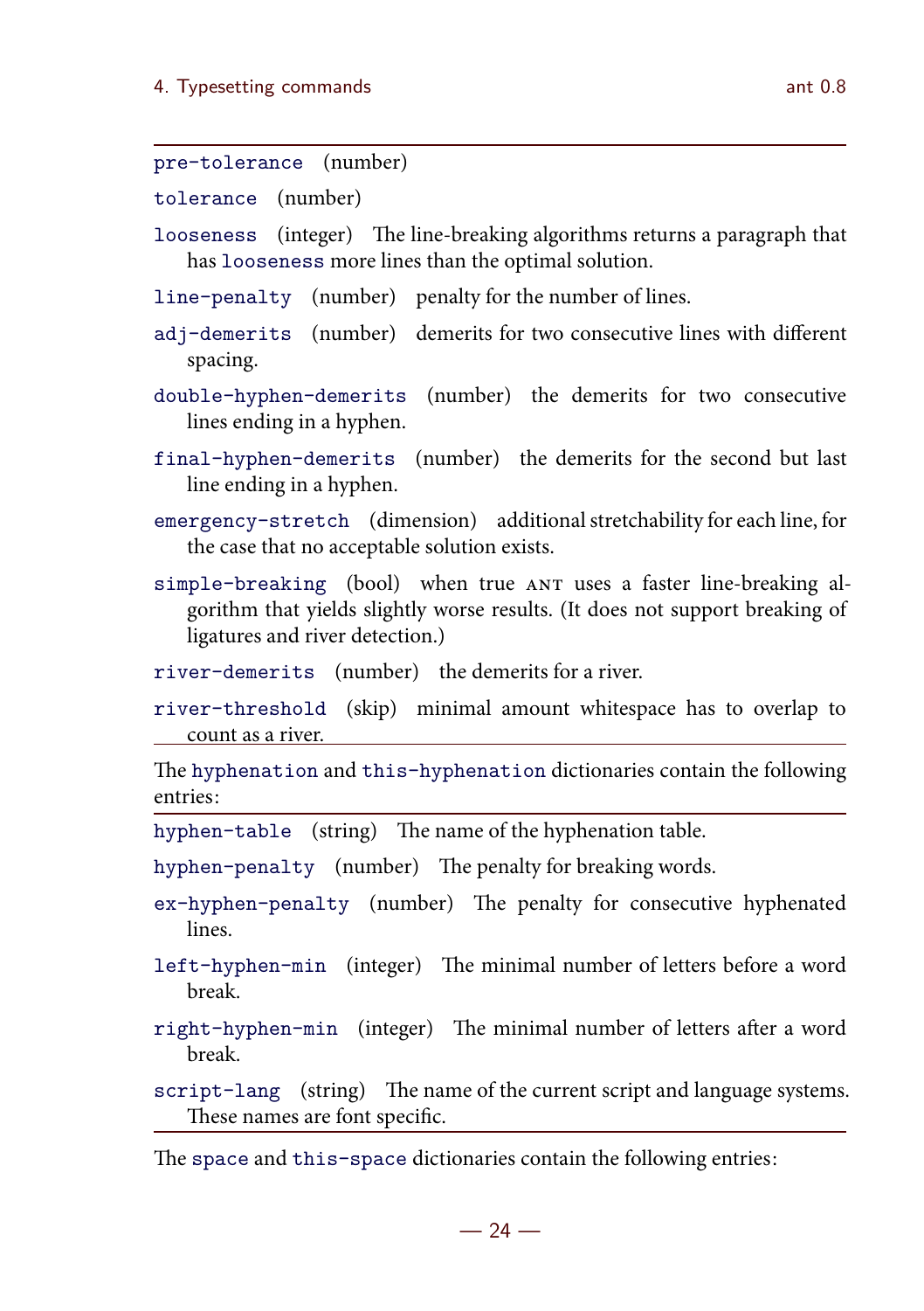`pre-tolerance` (number)

`tolerance` (number)

`looseness` (integer) The line-breaking algorithms returns a paragraph that has `looseness` more lines than the optimal solution.

`line-penalty` (number) penalty for the number of lines.

`adj-demerits` (number) demerits for two consecutive lines with different spacing.

`double-hyphen-demerits` (number) the demerits for two consecutive lines ending in a hyphen.

`final-hyphen-demerits` (number) the demerits for the second but last line ending in a hyphen.

`emergency-stretch` (dimension) additional stretchability for each line, for the case that no acceptable solution exists.

`simple-breaking` (bool) when true ANT uses a faster line-breaking algorithm that yields slightly worse results. (It does not support breaking of ligatures and river detection.)

`river-demerits` (number) the demerits for a river.

`river-threshold` (skip) minimal amount whitespace has to overlap to count as a river.

The `hyphenation` and `this-hyphenation` dictionaries contain the following entries:

`hyphen-table` (string) The name of the hyphenation table.

`hyphen-penalty` (number) The penalty for breaking words.

`ex-hyphen-penalty` (number) The penalty for consecutive hyphenated lines.

`left-hyphen-min` (integer) The minimal number of letters before a word break.

`right-hyphen-min` (integer) The minimal number of letters after a word break.

`script-lang` (string) The name of the current script and language systems. These names are font specific.

The `space` and `this-space` dictionaries contain the following entries: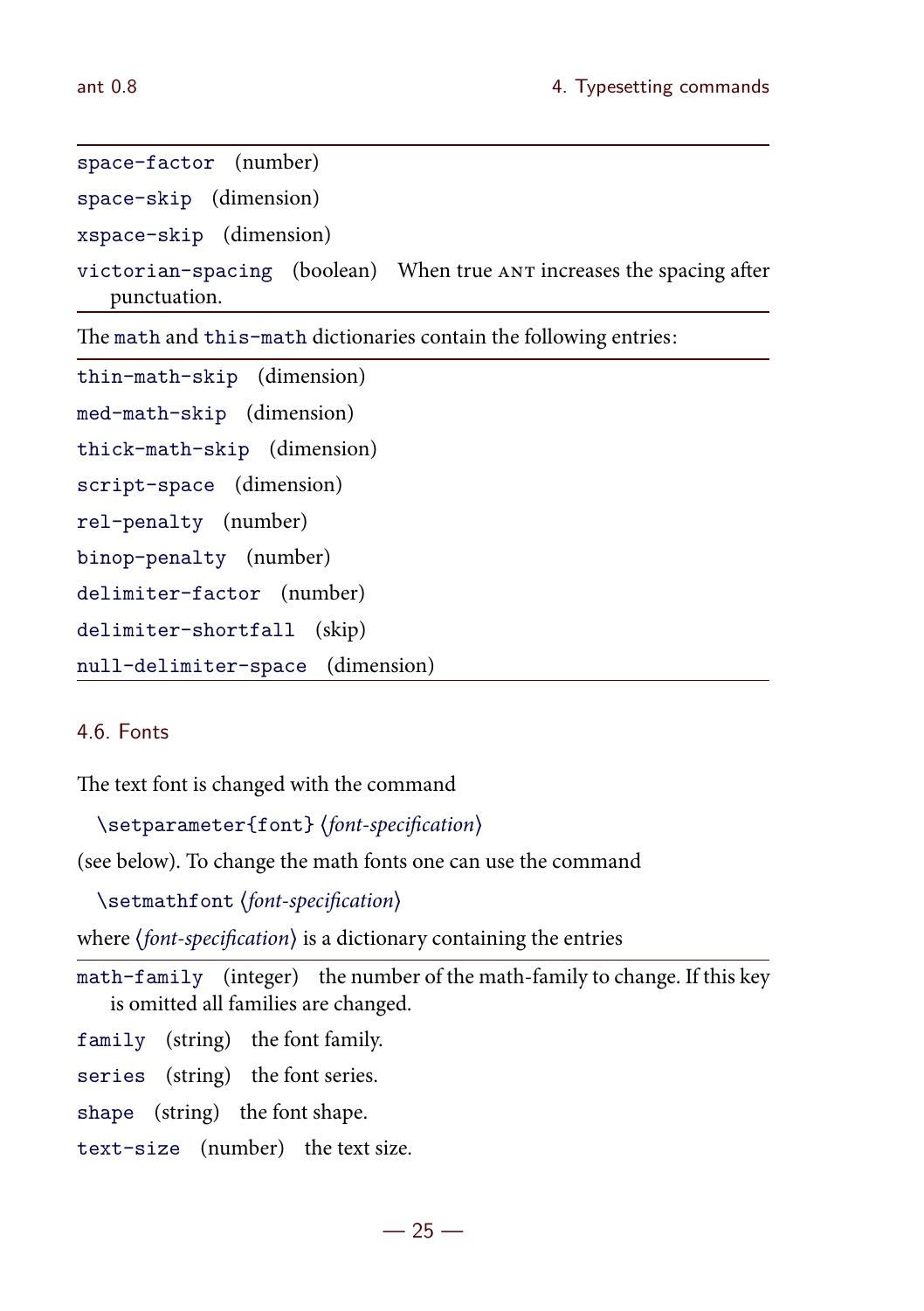`space-factor` (number)

`space-skip` (dimension)

`xspace-skip` (dimension)

`victorian-spacing` (boolean) When true ANT increases the spacing after punctuation.

The `math` and `this-math` dictionaries contain the following entries:

`thin-math-skip` (dimension)

`med-math-skip` (dimension)

`thick-math-skip` (dimension)

`script-space` (dimension)

`rel-penalty` (number)

`binop-penalty` (number)

`delimiter-factor` (number)

`delimiter-shortfall` (skip)

`null-delimiter-space` (dimension)

## 4.6. Fonts

The text font is changed with the command

`\setparameter{font}` ⟨*font-specification*⟩

(see below). To change the math fonts one can use the command

`\setmathfont` ⟨*font-specification*⟩

where ⟨*font-specification*⟩ is a dictionary containing the entries

`math-family` (integer) the number of the math-family to change. If this key is omitted all families are changed.

`family` (string) the font family.

`series` (string) the font series.

`shape` (string) the font shape.

`text-size` (number) the text size.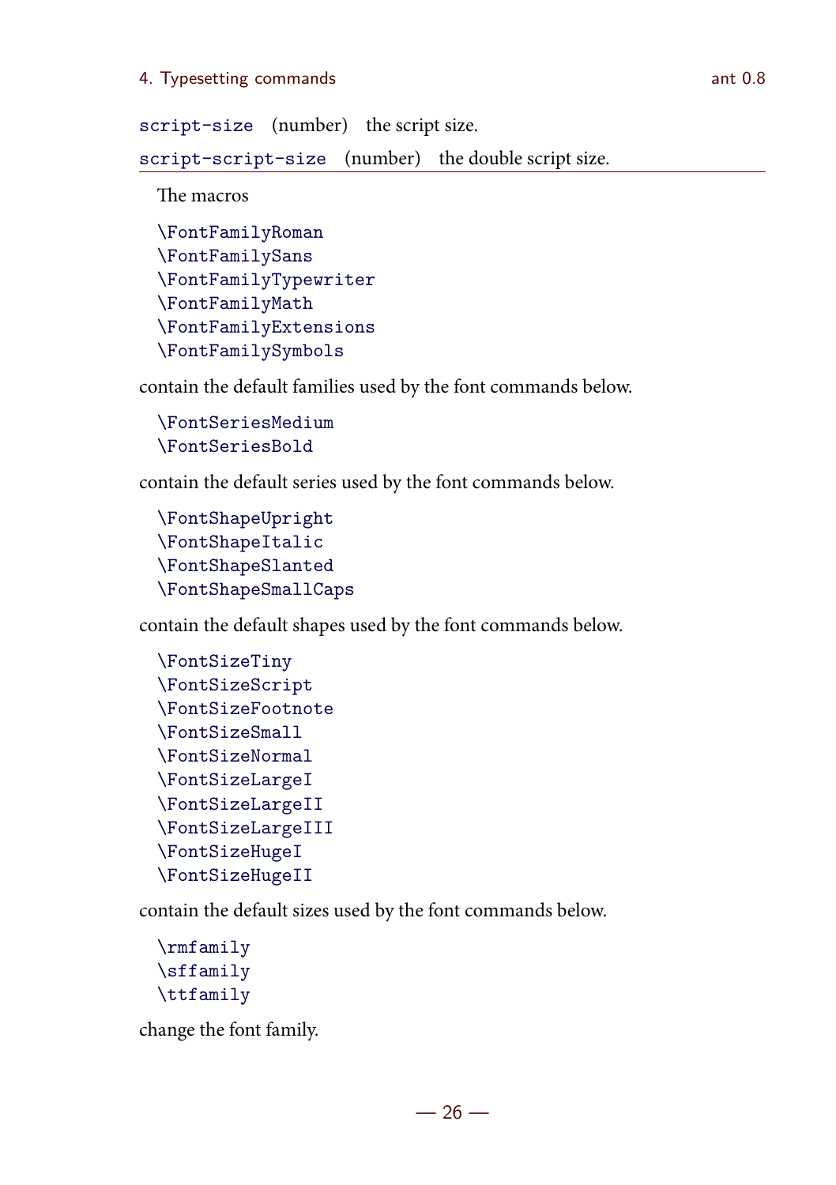`script-size` (number) the script size.

`script-script-size` (number) the double script size.

---

The macros

```
\FontFamilyRoman
\FontFamilySans
\FontFamilyTypewriter
\FontFamilyMath
\FontFamilyExtensions
\FontFamilySymbols
```

contain the default families used by the font commands below.

```
\FontSeriesMedium
\FontSeriesBold
```

contain the default series used by the font commands below.

```
\FontShapeUpright
\FontShapeItalic
\FontShapeSlanted
\FontShapeSmallCaps
```

contain the default shapes used by the font commands below.

```
\FontSizeTiny
\FontSizeScript
\FontSizeFootnote
\FontSizeSmall
\FontSizeNormal
\FontSizeLargeI
\FontSizeLargeII
\FontSizeLargeIII
\FontSizeHugeI
\FontSizeHugeII
```

contain the default sizes used by the font commands below.

```
\rmfamily
\sffamily
\ttfamily
```

change the font family.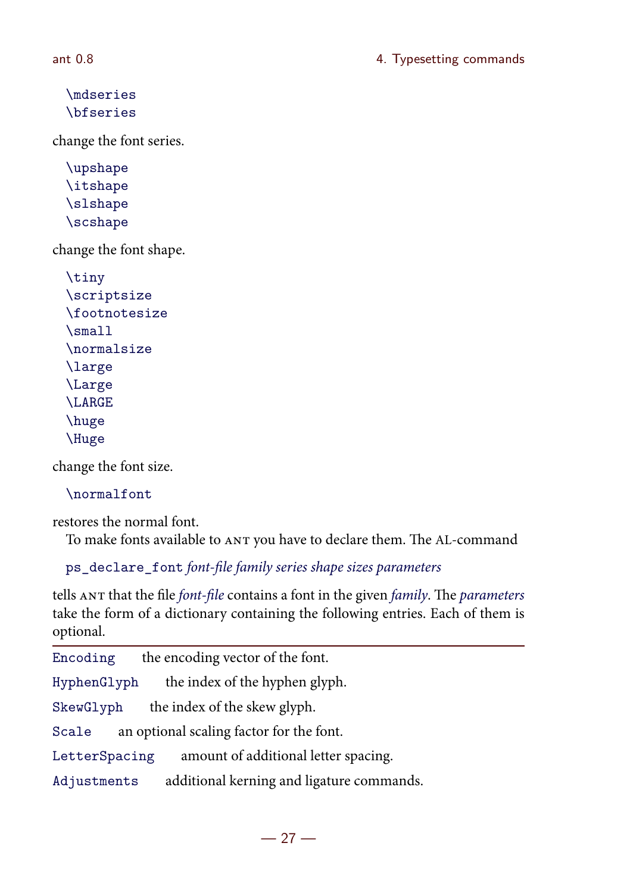```
\mdseries
\bfseries
```

change the font series.

```
\upshape
\itshape
\slshape
\scshape
```

change the font shape.

```
\tiny
\scriptsize
\footnotesize
\small
\normalsize
\large
\Large
\LARGE
\huge
\Huge
```

change the font size.

```
\normalfont
```

restores the normal font.

To make fonts available to ANT you have to declare them. The AL-command

`ps_declare_font` *font-file family series shape sizes parameters*

tells ANT that the file *font-file* contains a font in the given *family*. The *parameters* take the form of a dictionary containing the following entries. Each of them is optional.

| | |
|---|---|
| `Encoding` | the encoding vector of the font. |
| `HyphenGlyph` | the index of the hyphen glyph. |
| `SkewGlyph` | the index of the skew glyph. |
| `Scale` | an optional scaling factor for the font. |
| `LetterSpacing` | amount of additional letter spacing. |
| `Adjustments` | additional kerning and ligature commands. |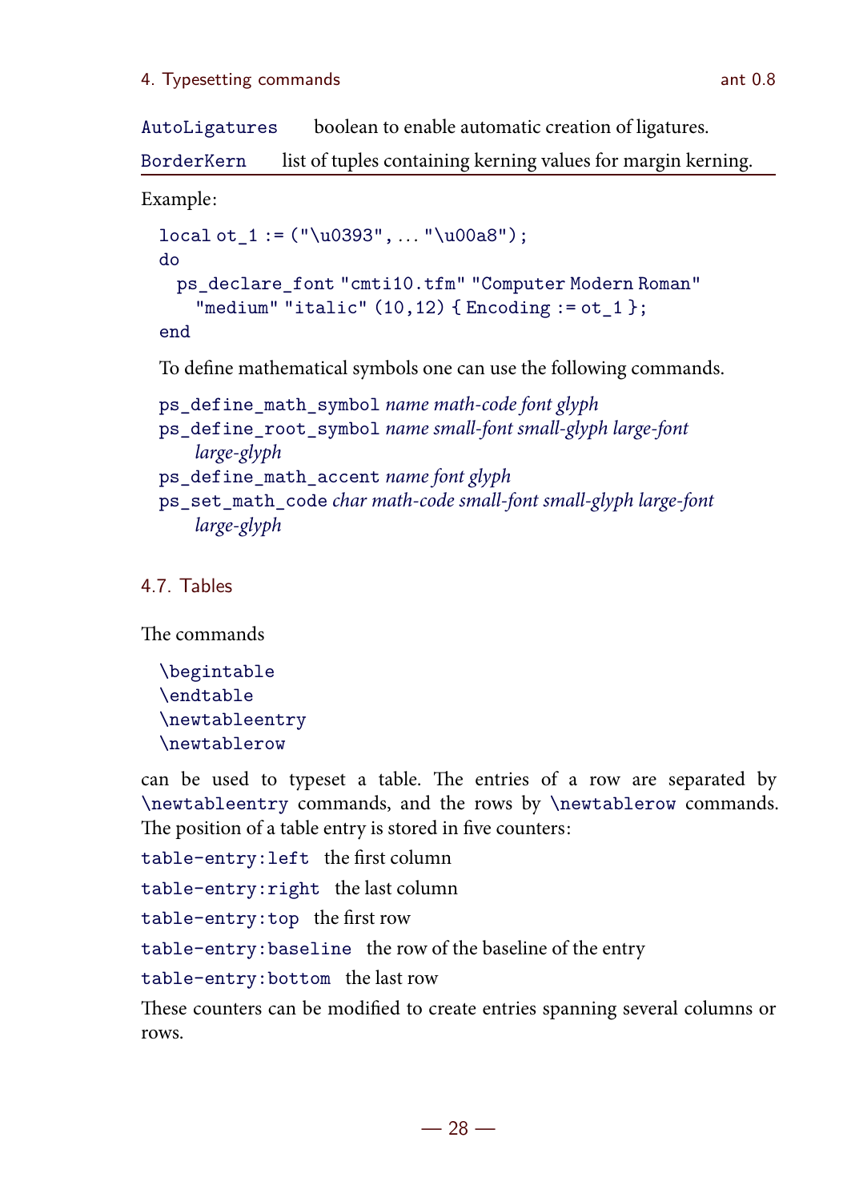`AutoLigatures` boolean to enable automatic creation of ligatures.

`BorderKern` list of tuples containing kerning values for margin kerning.

Example:

```
local ot_1 := ("\u0393", ... "\u00a8");
do
  ps_declare_font "cmti10.tfm" "Computer Modern Roman"
    "medium" "italic" (10,12) { Encoding := ot_1 };
end
```

To define mathematical symbols one can use the following commands.

`ps_define_math_symbol` *name math-code font glyph*
`ps_define_root_symbol` *name small-font small-glyph large-font large-glyph*
`ps_define_math_accent` *name font glyph*
`ps_set_math_code` *char math-code small-font small-glyph large-font large-glyph*

## 4.7. Tables

The commands

```
\begintable
\endtable
\newtableentry
\newtablerow
```

can be used to typeset a table. The entries of a row are separated by `\newtableentry` commands, and the rows by `\newtablerow` commands. The position of a table entry is stored in five counters:

`table-entry:left` the first column

`table-entry:right` the last column

`table-entry:top` the first row

`table-entry:baseline` the row of the baseline of the entry

`table-entry:bottom` the last row

These counters can be modified to create entries spanning several columns or rows.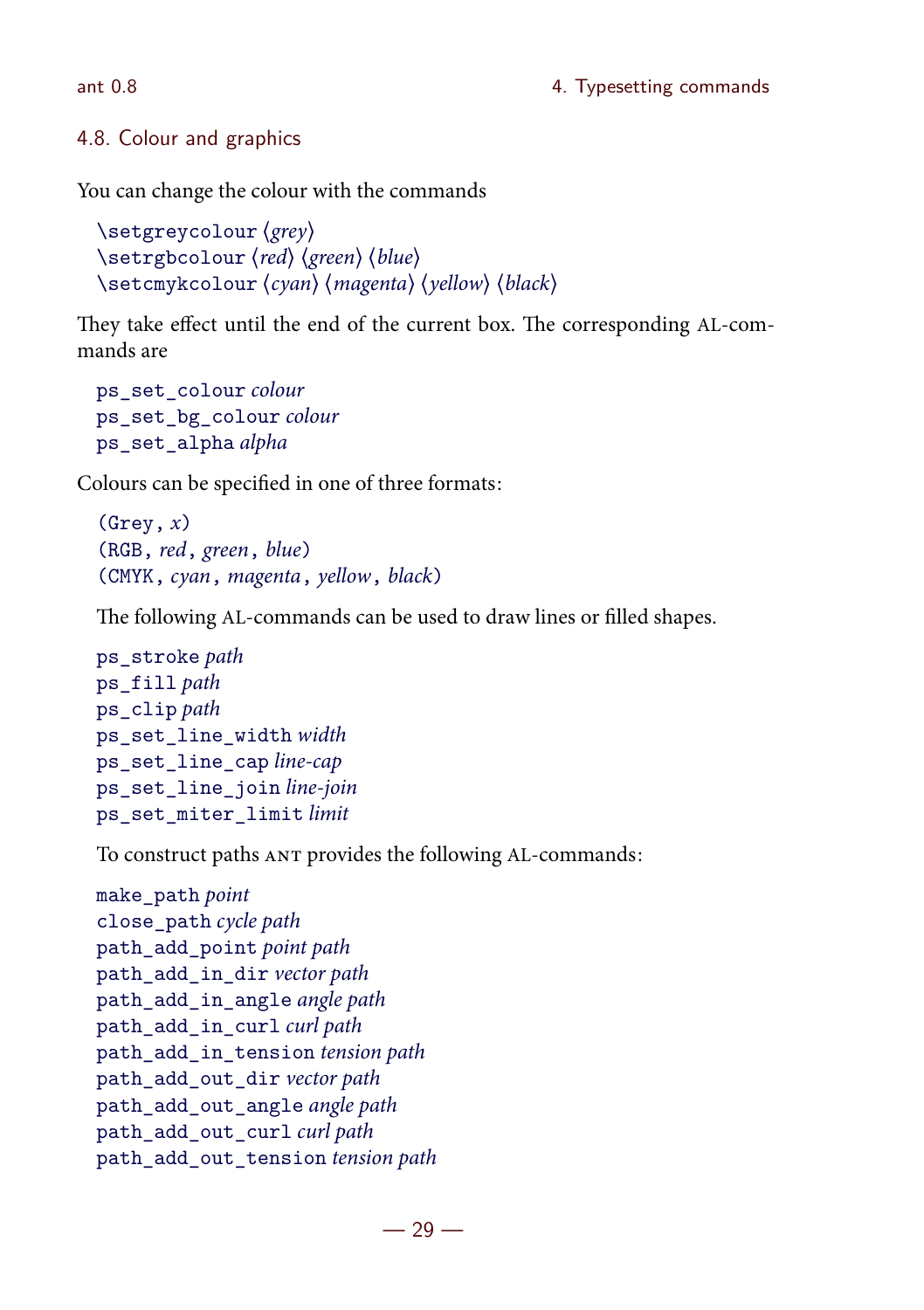## 4.8. Colour and graphics

You can change the colour with the commands

```
\setgreycolour ⟨grey⟩
\setrgbcolour ⟨red⟩ ⟨green⟩ ⟨blue⟩
\setcmykcolour ⟨cyan⟩ ⟨magenta⟩ ⟨yellow⟩ ⟨black⟩
```

They take effect until the end of the current box. The corresponding AL-commands are

```
ps_set_colour colour
ps_set_bg_colour colour
ps_set_alpha alpha
```

Colours can be specified in one of three formats:

```
(Grey, x)
(RGB, red, green, blue)
(CMYK, cyan, magenta, yellow, black)
```

The following AL-commands can be used to draw lines or filled shapes.

```
ps_stroke path
ps_fill path
ps_clip path
ps_set_line_width width
ps_set_line_cap line-cap
ps_set_line_join line-join
ps_set_miter_limit limit
```

To construct paths ANT provides the following AL-commands:

```
make_path point
close_path cycle path
path_add_point point path
path_add_in_dir vector path
path_add_in_angle angle path
path_add_in_curl curl path
path_add_in_tension tension path
path_add_out_dir vector path
path_add_out_angle angle path
path_add_out_curl curl path
path_add_out_tension tension path
```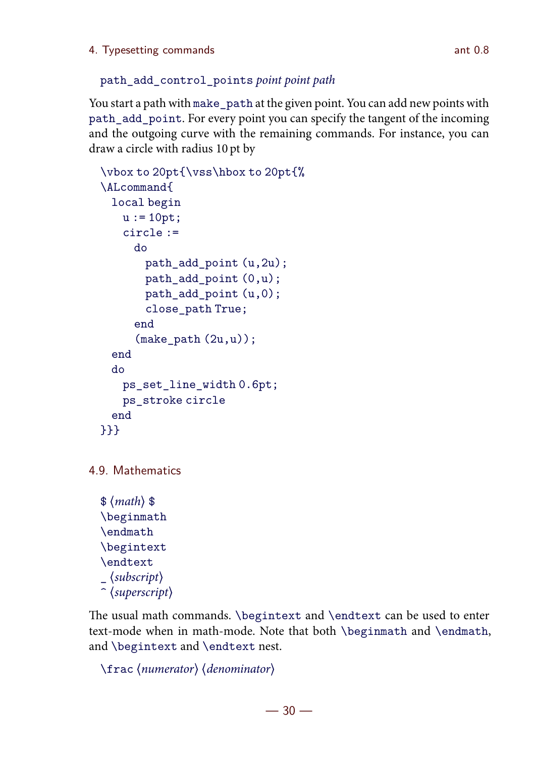`path_add_control_points` *point point path*

You start a path with `make_path` at the given point. You can add new points with `path_add_point`. For every point you can specify the tangent of the incoming and the outgoing curve with the remaining commands. For instance, you can draw a circle with radius 10 pt by

```
\vbox to 20pt{\vss\hbox to 20pt{%
\ALcommand{
  local begin
    u := 10pt;
    circle :=
      do
        path_add_point (u,2u);
        path_add_point (0,u);
        path_add_point (u,0);
        close_path True;
      end
      (make_path (2u,u));
  end
  do
    ps_set_line_width 0.6pt;
    ps_stroke circle
  end
}}}
```

## 4.9. Mathematics

`$` ⟨*math*⟩ `$`
`\beginmath`
`\endmath`
`\begintext`
`\endtext`
`_` ⟨*subscript*⟩
`^` ⟨*superscript*⟩

The usual math commands. `\begintext` and `\endtext` can be used to enter text-mode when in math-mode. Note that both `\beginmath` and `\endmath`, and `\begintext` and `\endtext` nest.

`\frac` ⟨*numerator*⟩ ⟨*denominator*⟩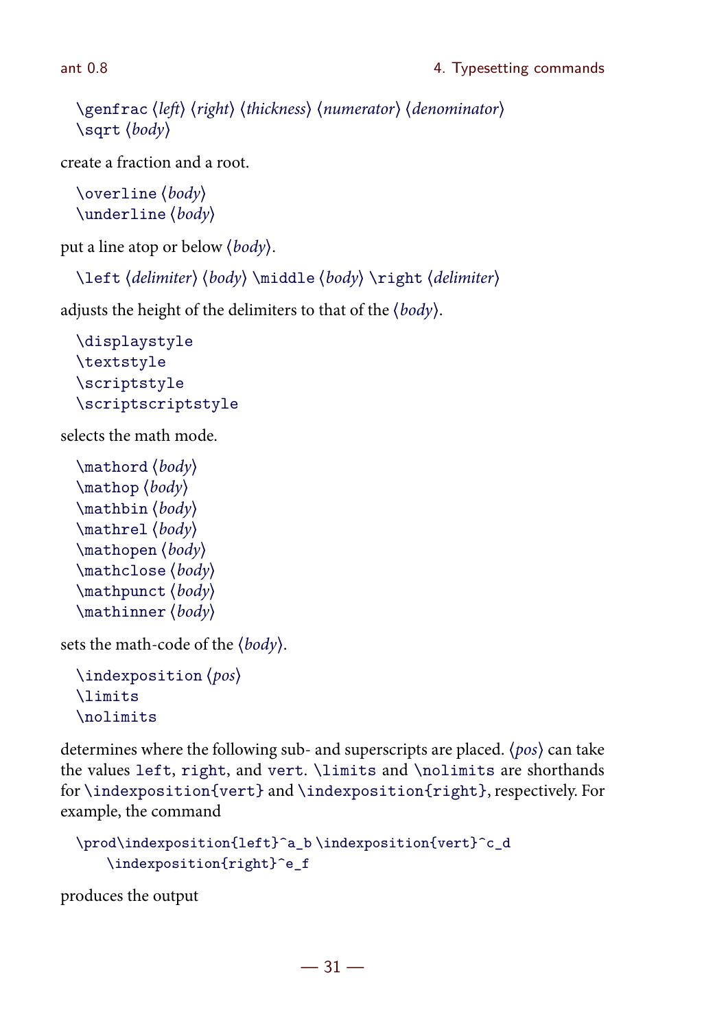`\genfrac` ⟨*left*⟩ ⟨*right*⟩ ⟨*thickness*⟩ ⟨*numerator*⟩ ⟨*denominator*⟩
`\sqrt` ⟨*body*⟩

create a fraction and a root.

`\overline` ⟨*body*⟩
`\underline` ⟨*body*⟩

put a line atop or below ⟨*body*⟩.

`\left` ⟨*delimiter*⟩ ⟨*body*⟩ `\middle` ⟨*body*⟩ `\right` ⟨*delimiter*⟩

adjusts the height of the delimiters to that of the ⟨*body*⟩.

`\displaystyle`
`\textstyle`
`\scriptstyle`
`\scriptscriptstyle`

selects the math mode.

`\mathord` ⟨*body*⟩
`\mathop` ⟨*body*⟩
`\mathbin` ⟨*body*⟩
`\mathrel` ⟨*body*⟩
`\mathopen` ⟨*body*⟩
`\mathclose` ⟨*body*⟩
`\mathpunct` ⟨*body*⟩
`\mathinner` ⟨*body*⟩

sets the math-code of the ⟨*body*⟩.

`\indexposition` ⟨*pos*⟩
`\limits`
`\nolimits`

determines where the following sub- and superscripts are placed. ⟨*pos*⟩ can take the values `left`, `right`, and `vert`. `\limits` and `\nolimits` are shorthands for `\indexposition{vert}` and `\indexposition{right}`, respectively. For example, the command

```
\prod\indexposition{left}^a_b \indexposition{vert}^c_d
    \indexposition{right}^e_f
```

produces the output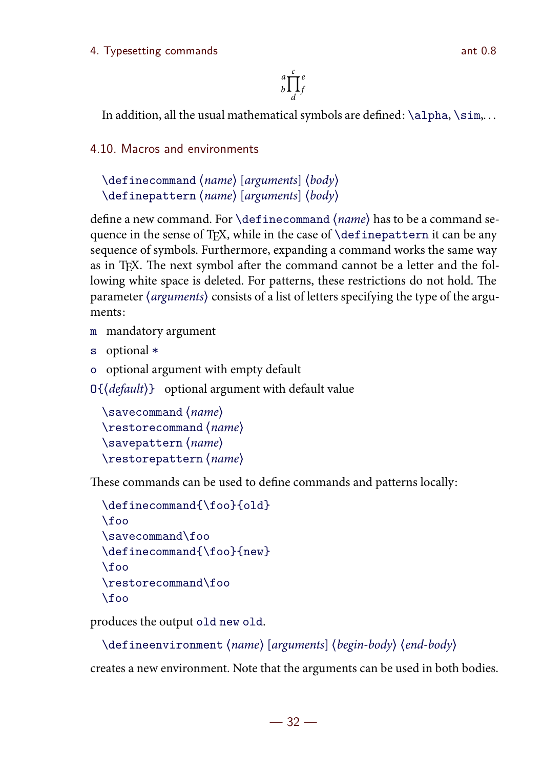$${}_{b}^{a}\prod_{d}^{c}{}_{f}^{e}$$

In addition, all the usual mathematical symbols are defined: `\alpha`, `\sim`,…

## 4.10. Macros and environments

`\definecommand` ⟨*name*⟩ [*arguments*] ⟨*body*⟩
`\definepattern` ⟨*name*⟩ [*arguments*] ⟨*body*⟩

define a new command. For `\definecommand` ⟨*name*⟩ has to be a command sequence in the sense of TeX, while in the case of `\definepattern` it can be any sequence of symbols. Furthermore, expanding a command works the same way as in TeX. The next symbol after the command cannot be a letter and the following white space is deleted. For patterns, these restrictions do not hold. The parameter ⟨*arguments*⟩ consists of a list of letters specifying the type of the arguments:

- `m` mandatory argument
- `s` optional `*`
- `o` optional argument with empty default
- `O{`⟨*default*⟩`}` optional argument with default value

`\savecommand` ⟨*name*⟩
`\restorecommand` ⟨*name*⟩
`\savepattern` ⟨*name*⟩
`\restorepattern` ⟨*name*⟩

These commands can be used to define commands and patterns locally:

```
\definecommand{\foo}{old}
\foo
\savecommand\foo
\definecommand{\foo}{new}
\foo
\restorecommand\foo
\foo
```

produces the output `old new old`.

`\defineenvironment` ⟨*name*⟩ [*arguments*] ⟨*begin-body*⟩ ⟨*end-body*⟩

creates a new environment. Note that the arguments can be used in both bodies.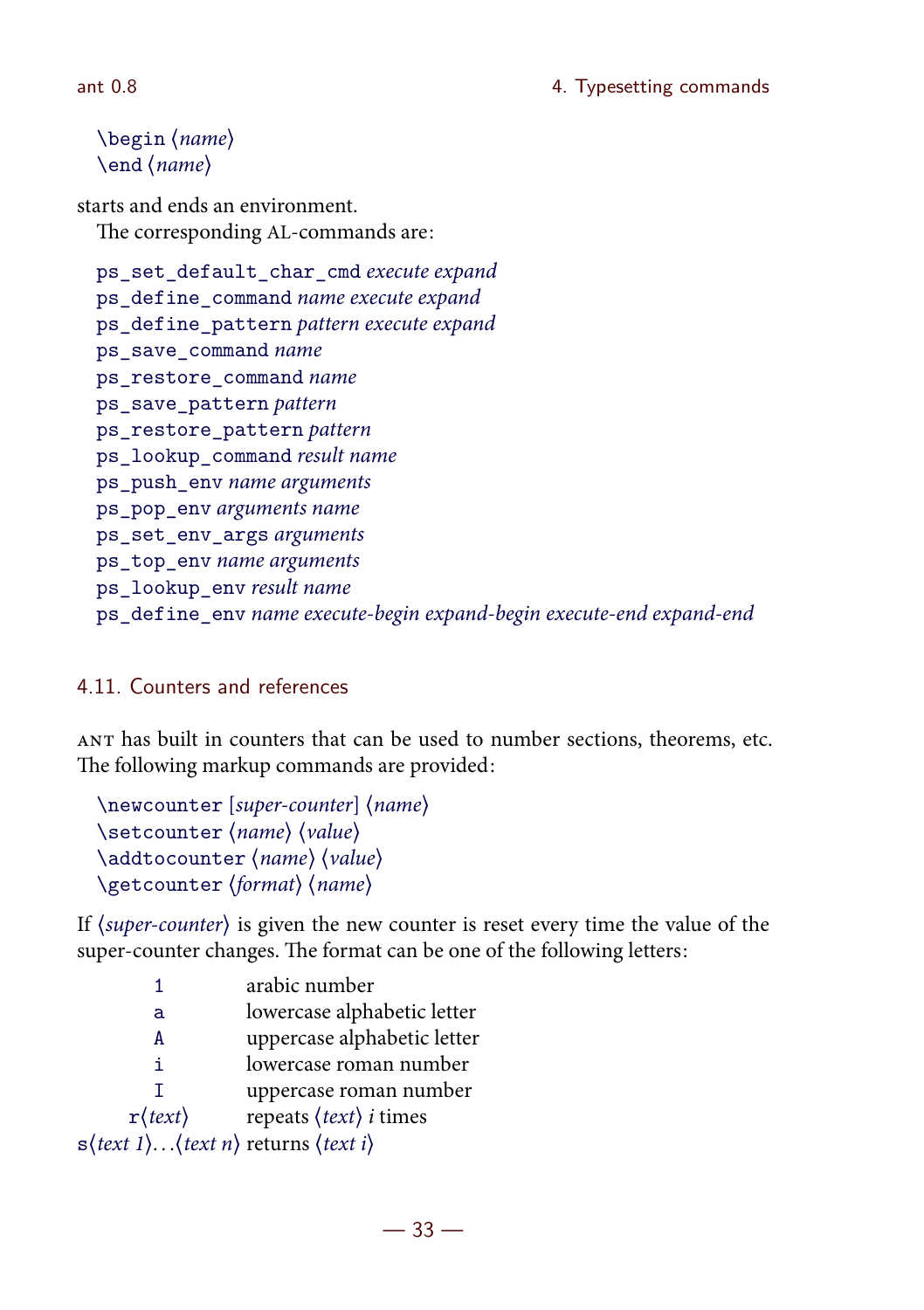```
\begin ⟨name⟩
\end ⟨name⟩
```

starts and ends an environment.

The corresponding AL-commands are:

```
ps_set_default_char_cmd execute expand
ps_define_command name execute expand
ps_define_pattern pattern execute expand
ps_save_command name
ps_restore_command name
ps_save_pattern pattern
ps_restore_pattern pattern
ps_lookup_command result name
ps_push_env name arguments
ps_pop_env arguments name
ps_set_env_args arguments
ps_top_env name arguments
ps_lookup_env result name
ps_define_env name execute-begin expand-begin execute-end expand-end
```

## 4.11. Counters and references

ANT has built in counters that can be used to number sections, theorems, etc. The following markup commands are provided:

```
\newcounter [super-counter] ⟨name⟩
\setcounter ⟨name⟩ ⟨value⟩
\addtocounter ⟨name⟩ ⟨value⟩
\getcounter ⟨format⟩ ⟨name⟩
```

If ⟨*super-counter*⟩ is given the new counter is reset every time the value of the super-counter changes. The format can be one of the following letters:

| | |
|---|---|
| `1` | arabic number |
| `a` | lowercase alphabetic letter |
| `A` | uppercase alphabetic letter |
| `i` | lowercase roman number |
| `I` | uppercase roman number |
| `r`⟨*text*⟩ | repeats ⟨*text*⟩ *i* times |
| `s`⟨*text 1*⟩...⟨*text n*⟩ | returns ⟨*text i*⟩ |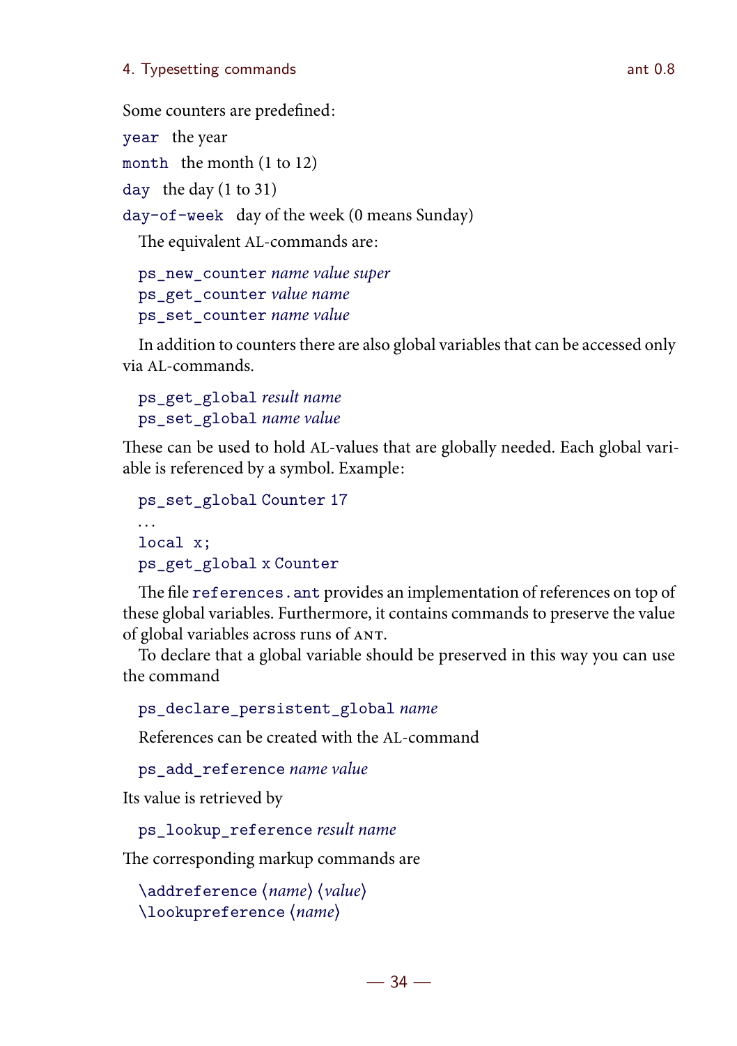Some counters are predefined:

`year` the year

`month` the month (1 to 12)

`day` the day (1 to 31)

`day-of-week` day of the week (0 means Sunday)

The equivalent AL-commands are:

```
ps_new_counter name value super
ps_get_counter value name
ps_set_counter name value
```

In addition to counters there are also global variables that can be accessed only via AL-commands.

```
ps_get_global result name
ps_set_global name value
```

These can be used to hold AL-values that are globally needed. Each global variable is referenced by a symbol. Example:

```
ps_set_global Counter 17
...
local x;
ps_get_global x Counter
```

The file `references.ant` provides an implementation of references on top of these global variables. Furthermore, it contains commands to preserve the value of global variables across runs of ANT.

To declare that a global variable should be preserved in this way you can use the command

```
ps_declare_persistent_global name
```

References can be created with the AL-command

```
ps_add_reference name value
```

Its value is retrieved by

```
ps_lookup_reference result name
```

The corresponding markup commands are

```
\addreference ⟨name⟩ ⟨value⟩
\lookupreference ⟨name⟩
```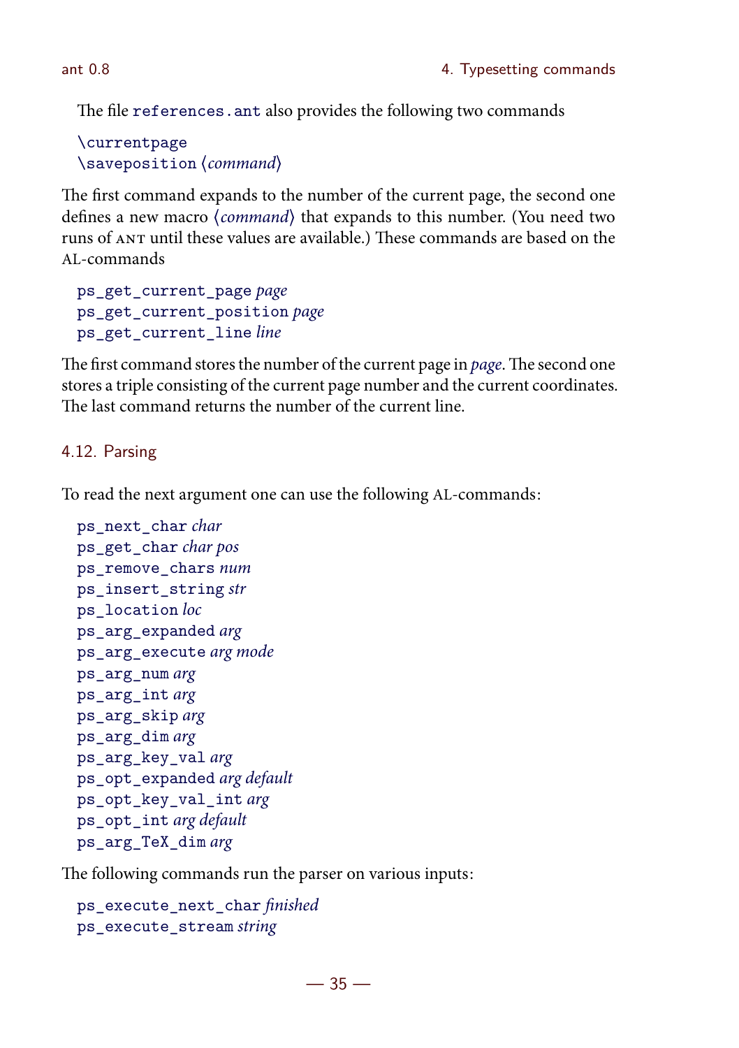The file `references.ant` also provides the following two commands

`\currentpage`
`\saveposition` ⟨*command*⟩

The first command expands to the number of the current page, the second one defines a new macro ⟨*command*⟩ that expands to this number. (You need two runs of ANT until these values are available.) These commands are based on the AL-commands

`ps_get_current_page` *page*
`ps_get_current_position` *page*
`ps_get_current_line` *line*

The first command stores the number of the current page in *page*. The second one stores a triple consisting of the current page number and the current coordinates. The last command returns the number of the current line.

## 4.12. Parsing

To read the next argument one can use the following AL-commands:

`ps_next_char` *char*
`ps_get_char` *char pos*
`ps_remove_chars` *num*
`ps_insert_string` *str*
`ps_location` *loc*
`ps_arg_expanded` *arg*
`ps_arg_execute` *arg mode*
`ps_arg_num` *arg*
`ps_arg_int` *arg*
`ps_arg_skip` *arg*
`ps_arg_dim` *arg*
`ps_arg_key_val` *arg*
`ps_opt_expanded` *arg default*
`ps_opt_key_val_int` *arg*
`ps_opt_int` *arg default*
`ps_arg_TeX_dim` *arg*

The following commands run the parser on various inputs:

`ps_execute_next_char` *finished*
`ps_execute_stream` *string*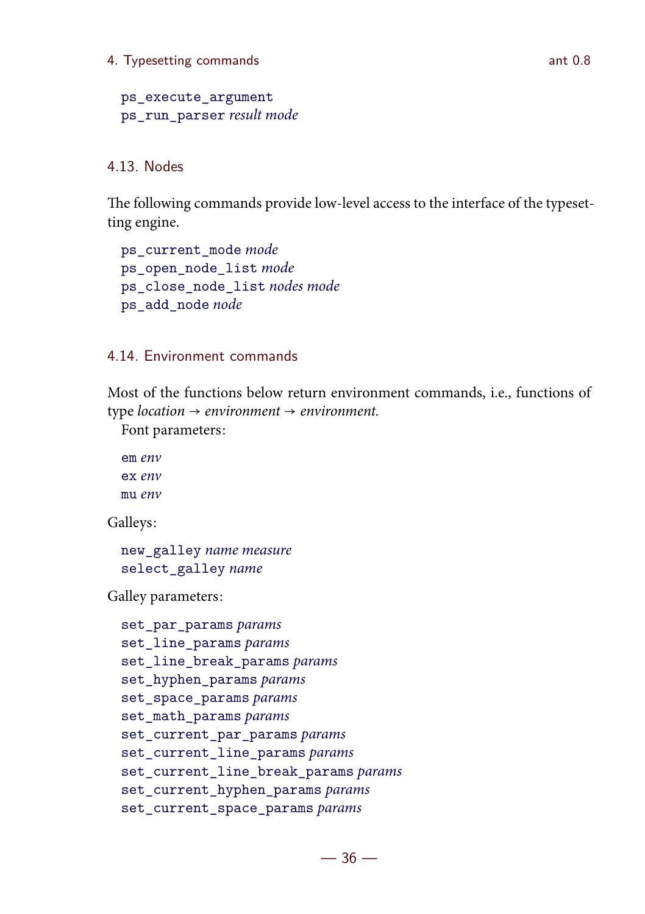ps_execute_argument
ps_run_parser *result mode*

### 4.13. Nodes

The following commands provide low-level access to the interface of the typesetting engine.

ps_current_mode *mode*
ps_open_node_list *mode*
ps_close_node_list *nodes mode*
ps_add_node *node*

### 4.14. Environment commands

Most of the functions below return environment commands, i.e., functions of type *location* → *environment* → *environment*.

Font parameters:

em *env*
ex *env*
mu *env*

Galleys:

new_galley *name measure*
select_galley *name*

Galley parameters:

set_par_params *params*
set_line_params *params*
set_line_break_params *params*
set_hyphen_params *params*
set_space_params *params*
set_math_params *params*
set_current_par_params *params*
set_current_line_params *params*
set_current_line_break_params *params*
set_current_hyphen_params *params*
set_current_space_params *params*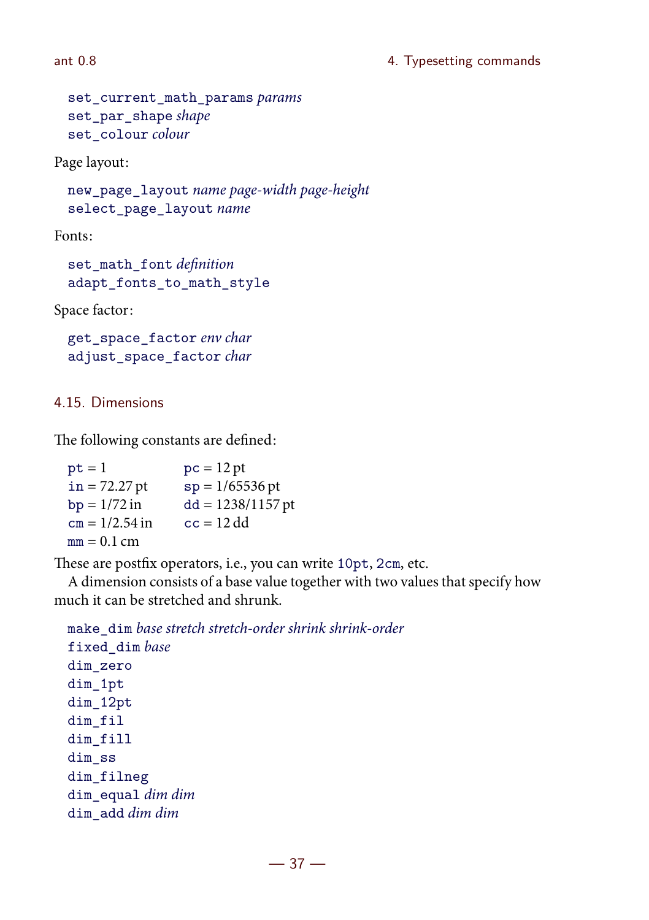`set_current_math_params` *params*
`set_par_shape` *shape*
`set_colour` *colour*

Page layout:

`new_page_layout` *name page-width page-height*
`select_page_layout` *name*

Fonts:

`set_math_font` *definition*
`adapt_fonts_to_math_style`

Space factor:

`get_space_factor` *env char*
`adjust_space_factor` *char*

## 4.15. Dimensions

The following constants are defined:

| | |
|---|---|
| `pt` = 1 | `pc` = 12 pt |
| `in` = 72.27 pt | `sp` = 1/65536 pt |
| `bp` = 1/72 in | `dd` = 1238/1157 pt |
| `cm` = 1/2.54 in | `cc` = 12 dd |
| `mm` = 0.1 cm | |

These are postfix operators, i.e., you can write `10pt`, `2cm`, etc.

A dimension consists of a base value together with two values that specify how much it can be stretched and shrunk.

`make_dim` *base stretch stretch-order shrink shrink-order*
`fixed_dim` *base*
`dim_zero`
`dim_1pt`
`dim_12pt`
`dim_fil`
`dim_fill`
`dim_ss`
`dim_filneg`
`dim_equal` *dim dim*
`dim_add` *dim dim*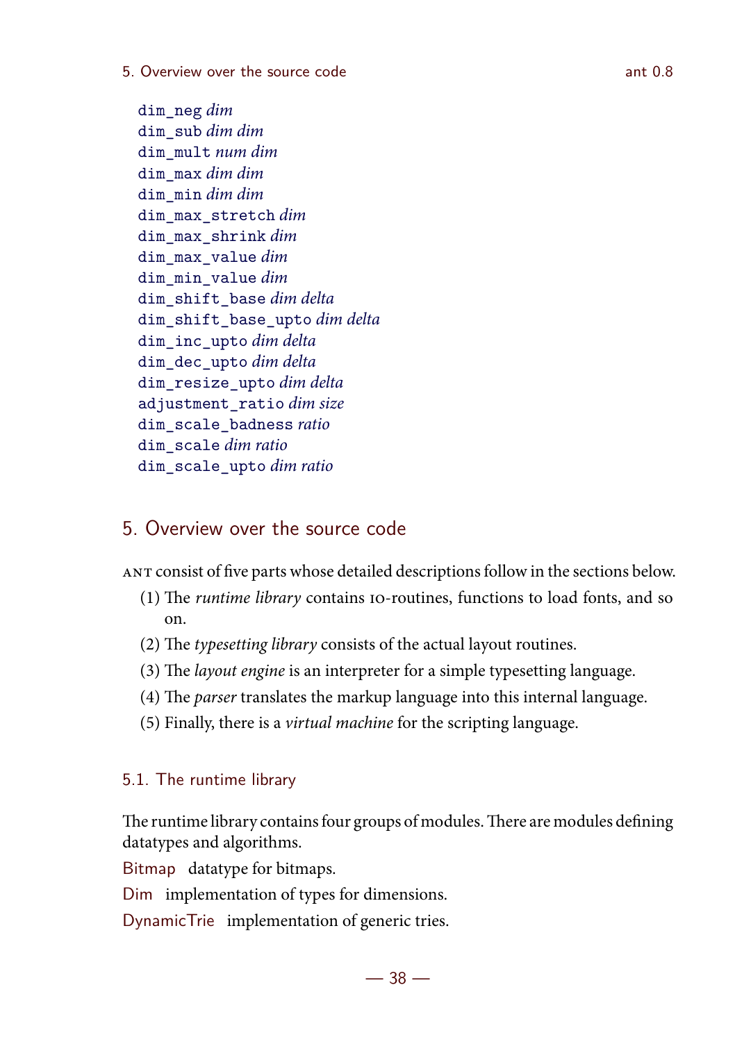`dim_neg` *dim*
`dim_sub` *dim dim*
`dim_mult` *num dim*
`dim_max` *dim dim*
`dim_min` *dim dim*
`dim_max_stretch` *dim*
`dim_max_shrink` *dim*
`dim_max_value` *dim*
`dim_min_value` *dim*
`dim_shift_base` *dim delta*
`dim_shift_base_upto` *dim delta*
`dim_inc_upto` *dim delta*
`dim_dec_upto` *dim delta*
`dim_resize_upto` *dim delta*
`adjustment_ratio` *dim size*
`dim_scale_badness` *ratio*
`dim_scale` *dim ratio*
`dim_scale_upto` *dim ratio*

# 5. Overview over the source code

ANT consist of five parts whose detailed descriptions follow in the sections below.

(1) The *runtime library* contains IO-routines, functions to load fonts, and so on.

(2) The *typesetting library* consists of the actual layout routines.

(3) The *layout engine* is an interpreter for a simple typesetting language.

(4) The *parser* translates the markup language into this internal language.

(5) Finally, there is a *virtual machine* for the scripting language.

## 5.1. The runtime library

The runtime library contains four groups of modules. There are modules defining datatypes and algorithms.

Bitmap  datatype for bitmaps.

Dim  implementation of types for dimensions.

DynamicTrie  implementation of generic tries.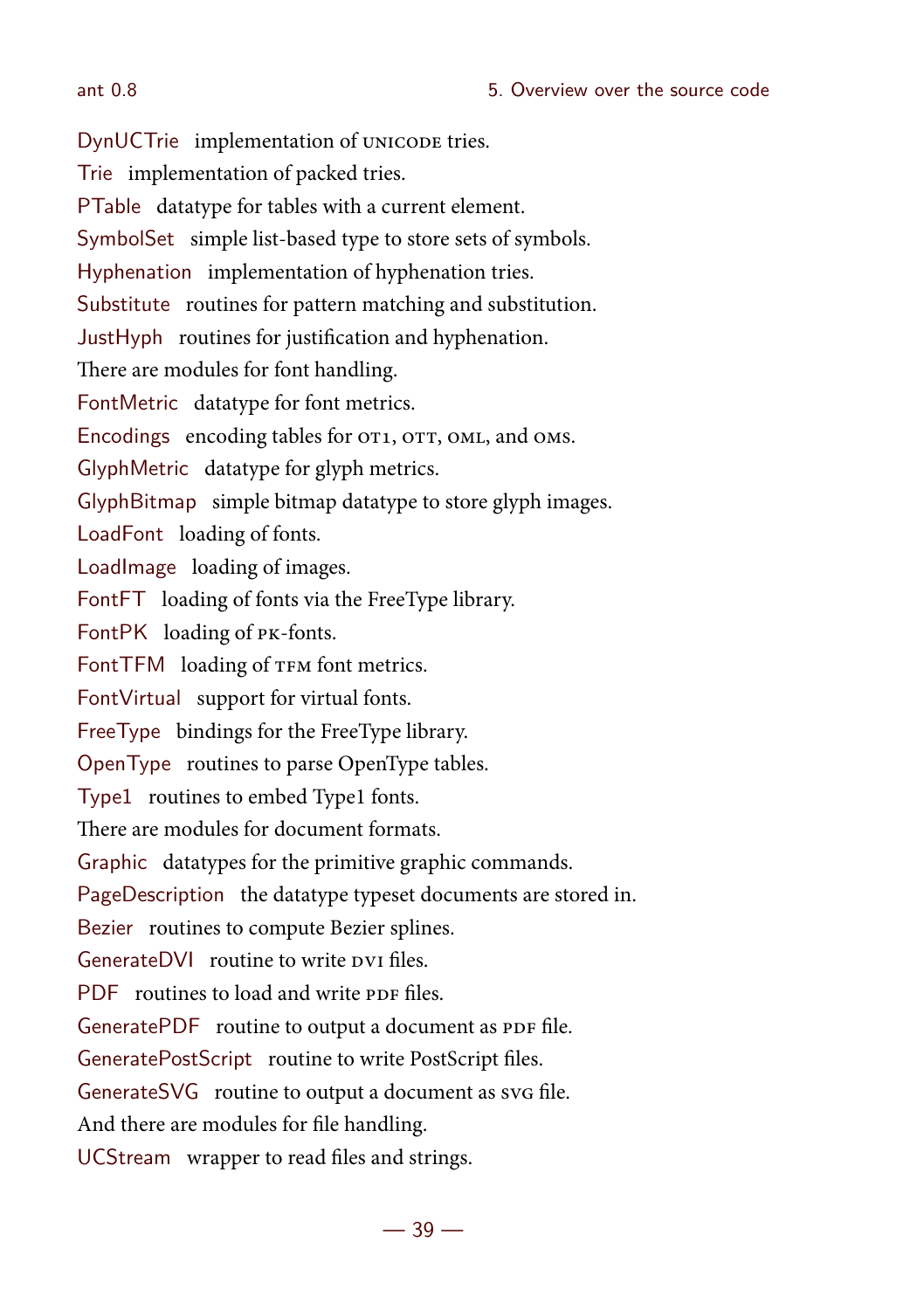DynUCTrie implementation of UNICODE tries.

Trie implementation of packed tries.

PTable datatype for tables with a current element.

SymbolSet simple list-based type to store sets of symbols.

Hyphenation implementation of hyphenation tries.

Substitute routines for pattern matching and substitution.

JustHyph routines for justification and hyphenation.

There are modules for font handling.

FontMetric datatype for font metrics.

Encodings encoding tables for OT1, OTT, OML, and OMS.

GlyphMetric datatype for glyph metrics.

GlyphBitmap simple bitmap datatype to store glyph images.

LoadFont loading of fonts.

LoadImage loading of images.

FontFT loading of fonts via the FreeType library.

FontPK loading of PK-fonts.

FontTFM loading of TFM font metrics.

FontVirtual support for virtual fonts.

FreeType bindings for the FreeType library.

OpenType routines to parse OpenType tables.

Type1 routines to embed Type1 fonts.

There are modules for document formats.

Graphic datatypes for the primitive graphic commands.

PageDescription the datatype typeset documents are stored in.

Bezier routines to compute Bezier splines.

GenerateDVI routine to write DVI files.

PDF routines to load and write PDF files.

GeneratePDF routine to output a document as PDF file.

GeneratePostScript routine to write PostScript files.

GenerateSVG routine to output a document as SVG file.

And there are modules for file handling.

UCStream wrapper to read files and strings.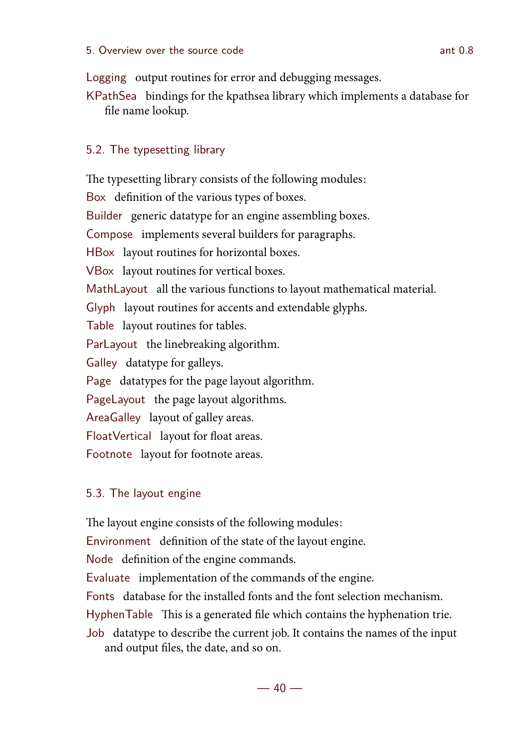Logging output routines for error and debugging messages.

KPathSea bindings for the kpathsea library which implements a database for file name lookup.

## 5.2. The typesetting library

The typesetting library consists of the following modules:

Box definition of the various types of boxes.

Builder generic datatype for an engine assembling boxes.

Compose implements several builders for paragraphs.

HBox layout routines for horizontal boxes.

VBox layout routines for vertical boxes.

MathLayout all the various functions to layout mathematical material.

Glyph layout routines for accents and extendable glyphs.

Table layout routines for tables.

ParLayout the linebreaking algorithm.

Galley datatype for galleys.

Page datatypes for the page layout algorithm.

PageLayout the page layout algorithms.

AreaGalley layout of galley areas.

FloatVertical layout for float areas.

Footnote layout for footnote areas.

## 5.3. The layout engine

The layout engine consists of the following modules:

Environment definition of the state of the layout engine.

Node definition of the engine commands.

Evaluate implementation of the commands of the engine.

Fonts database for the installed fonts and the font selection mechanism.

HyphenTable This is a generated file which contains the hyphenation trie.

Job datatype to describe the current job. It contains the names of the input and output files, the date, and so on.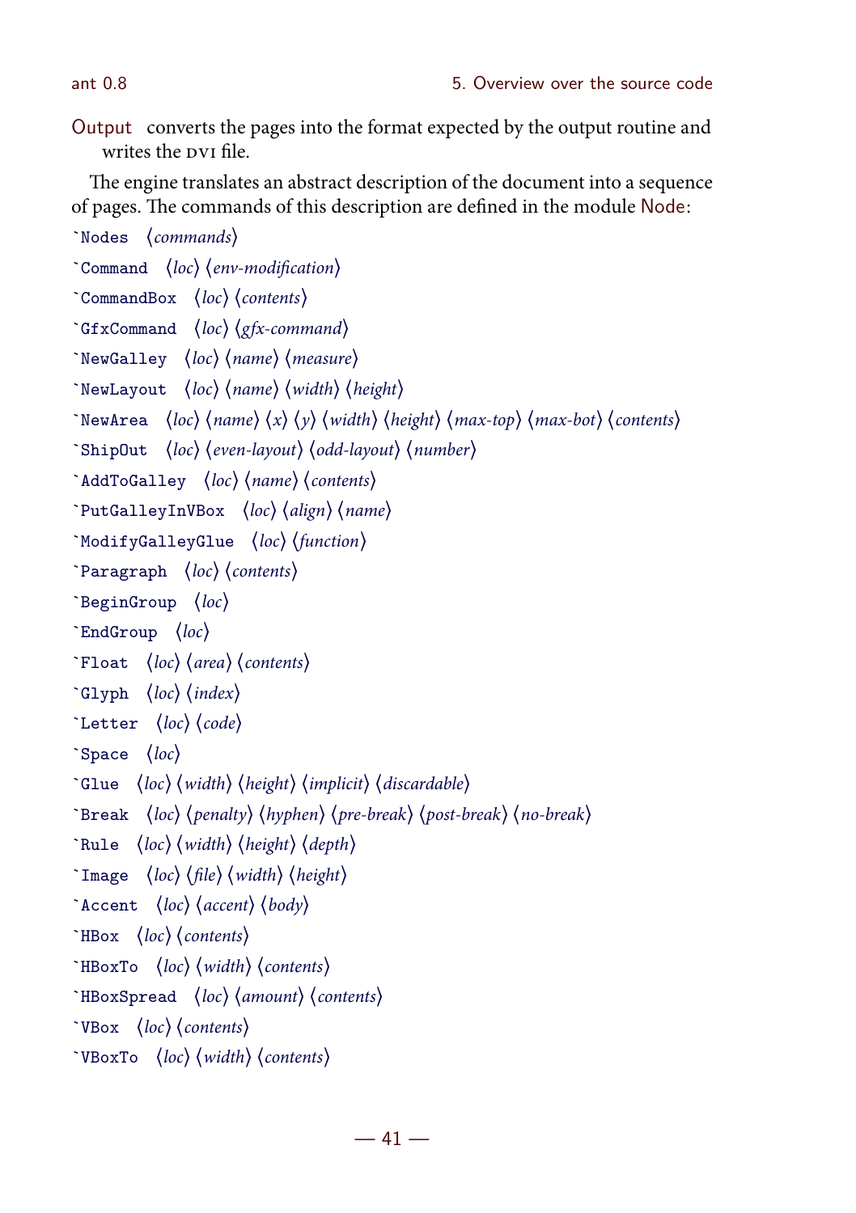Output converts the pages into the format expected by the output routine and writes the DVI file.

The engine translates an abstract description of the document into a sequence of pages. The commands of this description are defined in the module Node:

`` `Nodes `` ⟨*commands*⟩

`` `Command `` ⟨*loc*⟩ ⟨*env-modification*⟩

`` `CommandBox `` ⟨*loc*⟩ ⟨*contents*⟩

`` `GfxCommand `` ⟨*loc*⟩ ⟨*gfx-command*⟩

`` `NewGalley `` ⟨*loc*⟩ ⟨*name*⟩ ⟨*measure*⟩

`` `NewLayout `` ⟨*loc*⟩ ⟨*name*⟩ ⟨*width*⟩ ⟨*height*⟩

`` `NewArea `` ⟨*loc*⟩ ⟨*name*⟩ ⟨*x*⟩ ⟨*y*⟩ ⟨*width*⟩ ⟨*height*⟩ ⟨*max-top*⟩ ⟨*max-bot*⟩ ⟨*contents*⟩

`` `ShipOut `` ⟨*loc*⟩ ⟨*even-layout*⟩ ⟨*odd-layout*⟩ ⟨*number*⟩

`` `AddToGalley `` ⟨*loc*⟩ ⟨*name*⟩ ⟨*contents*⟩

`` `PutGalleyInVBox `` ⟨*loc*⟩ ⟨*align*⟩ ⟨*name*⟩

`` `ModifyGalleyGlue `` ⟨*loc*⟩ ⟨*function*⟩

`` `Paragraph `` ⟨*loc*⟩ ⟨*contents*⟩

`` `BeginGroup `` ⟨*loc*⟩

`` `EndGroup `` ⟨*loc*⟩

`` `Float `` ⟨*loc*⟩ ⟨*area*⟩ ⟨*contents*⟩

`` `Glyph `` ⟨*loc*⟩ ⟨*index*⟩

`` `Letter `` ⟨*loc*⟩ ⟨*code*⟩

`` `Space `` ⟨*loc*⟩

`` `Glue `` ⟨*loc*⟩ ⟨*width*⟩ ⟨*height*⟩ ⟨*implicit*⟩ ⟨*discardable*⟩

`` `Break `` ⟨*loc*⟩ ⟨*penalty*⟩ ⟨*hyphen*⟩ ⟨*pre-break*⟩ ⟨*post-break*⟩ ⟨*no-break*⟩

`` `Rule `` ⟨*loc*⟩ ⟨*width*⟩ ⟨*height*⟩ ⟨*depth*⟩

`` `Image `` ⟨*loc*⟩ ⟨*file*⟩ ⟨*width*⟩ ⟨*height*⟩

`` `Accent `` ⟨*loc*⟩ ⟨*accent*⟩ ⟨*body*⟩

`` `HBox `` ⟨*loc*⟩ ⟨*contents*⟩

`` `HBoxTo `` ⟨*loc*⟩ ⟨*width*⟩ ⟨*contents*⟩

`` `HBoxSpread `` ⟨*loc*⟩ ⟨*amount*⟩ ⟨*contents*⟩

`` `VBox `` ⟨*loc*⟩ ⟨*contents*⟩

`` `VBoxTo `` ⟨*loc*⟩ ⟨*width*⟩ ⟨*contents*⟩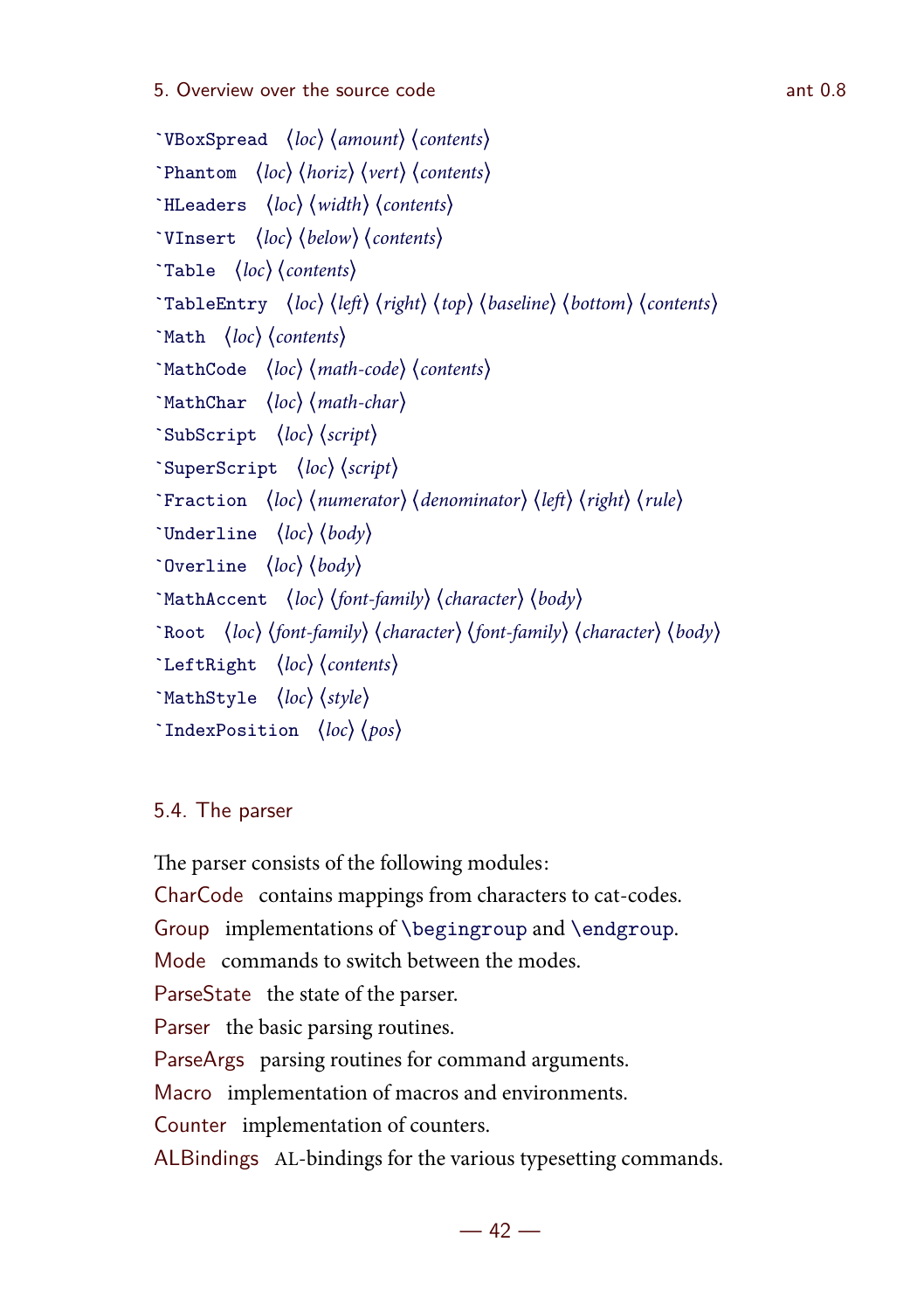`` `VBoxSpread `` ⟨*loc*⟩ ⟨*amount*⟩ ⟨*contents*⟩

`` `Phantom `` ⟨*loc*⟩ ⟨*horiz*⟩ ⟨*vert*⟩ ⟨*contents*⟩

`` `HLeaders `` ⟨*loc*⟩ ⟨*width*⟩ ⟨*contents*⟩

`` `VInsert `` ⟨*loc*⟩ ⟨*below*⟩ ⟨*contents*⟩

`` `Table `` ⟨*loc*⟩ ⟨*contents*⟩

`` `TableEntry `` ⟨*loc*⟩ ⟨*left*⟩ ⟨*right*⟩ ⟨*top*⟩ ⟨*baseline*⟩ ⟨*bottom*⟩ ⟨*contents*⟩

`` `Math `` ⟨*loc*⟩ ⟨*contents*⟩

`` `MathCode `` ⟨*loc*⟩ ⟨*math-code*⟩ ⟨*contents*⟩

`` `MathChar `` ⟨*loc*⟩ ⟨*math-char*⟩

`` `SubScript `` ⟨*loc*⟩ ⟨*script*⟩

`` `SuperScript `` ⟨*loc*⟩ ⟨*script*⟩

`` `Fraction `` ⟨*loc*⟩ ⟨*numerator*⟩ ⟨*denominator*⟩ ⟨*left*⟩ ⟨*right*⟩ ⟨*rule*⟩

`` `Underline `` ⟨*loc*⟩ ⟨*body*⟩

`` `Overline `` ⟨*loc*⟩ ⟨*body*⟩

`` `MathAccent `` ⟨*loc*⟩ ⟨*font-family*⟩ ⟨*character*⟩ ⟨*body*⟩

`` `Root `` ⟨*loc*⟩ ⟨*font-family*⟩ ⟨*character*⟩ ⟨*font-family*⟩ ⟨*character*⟩ ⟨*body*⟩

`` `LeftRight `` ⟨*loc*⟩ ⟨*contents*⟩

`` `MathStyle `` ⟨*loc*⟩ ⟨*style*⟩

`` `IndexPosition `` ⟨*loc*⟩ ⟨*pos*⟩

## 5.4. The parser

The parser consists of the following modules:

CharCode contains mappings from characters to cat-codes.

Group implementations of `\begingroup` and `\endgroup`.

Mode commands to switch between the modes.

ParseState the state of the parser.

Parser the basic parsing routines.

ParseArgs parsing routines for command arguments.

Macro implementation of macros and environments.

Counter implementation of counters.

ALBindings AL-bindings for the various typesetting commands.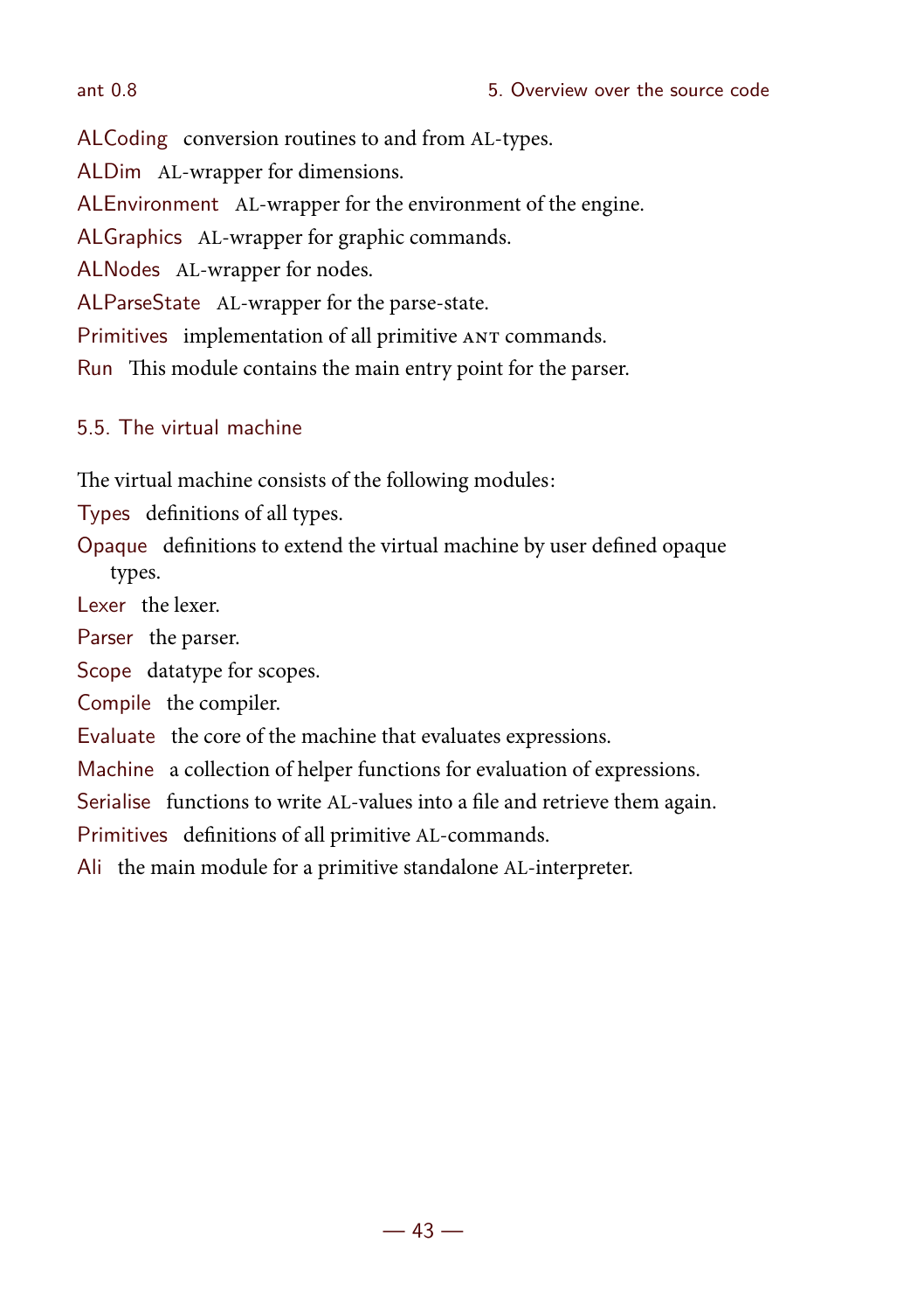**ALCoding** conversion routines to and from AL-types.

**ALDim** AL-wrapper for dimensions.

**ALEnvironment** AL-wrapper for the environment of the engine.

**ALGraphics** AL-wrapper for graphic commands.

**ALNodes** AL-wrapper for nodes.

**ALParseState** AL-wrapper for the parse-state.

**Primitives** implementation of all primitive ANT commands.

**Run** This module contains the main entry point for the parser.

## 5.5. The virtual machine

The virtual machine consists of the following modules:

**Types** definitions of all types.

**Opaque** definitions to extend the virtual machine by user defined opaque types.

**Lexer** the lexer.

**Parser** the parser.

**Scope** datatype for scopes.

**Compile** the compiler.

**Evaluate** the core of the machine that evaluates expressions.

**Machine** a collection of helper functions for evaluation of expressions.

**Serialise** functions to write AL-values into a file and retrieve them again.

**Primitives** definitions of all primitive AL-commands.

**Ali** the main module for a primitive standalone AL-interpreter.